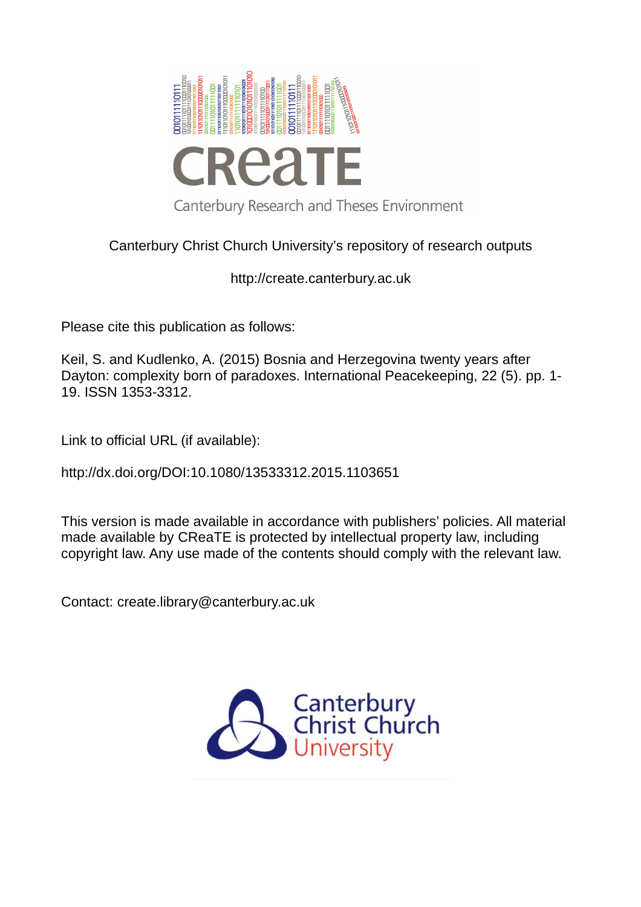Canterbury Christ Church University's repository of research outputs

http://create.canterbury.ac.uk

Please cite this publication as follows:

Keil, S. and Kudlenko, A. (2015) Bosnia and Herzegovina twenty years after Dayton: complexity born of paradoxes. International Peacekeeping, 22 (5). pp. 1-19. ISSN 1353-3312.

Link to official URL (if available):

http://dx.doi.org/DOI:10.1080/13533312.2015.1103651

This version is made available in accordance with publishers' policies. All material made available by CReaTE is protected by intellectual property law, including copyright law. Any use made of the contents should comply with the relevant law.

Contact: create.library@canterbury.ac.uk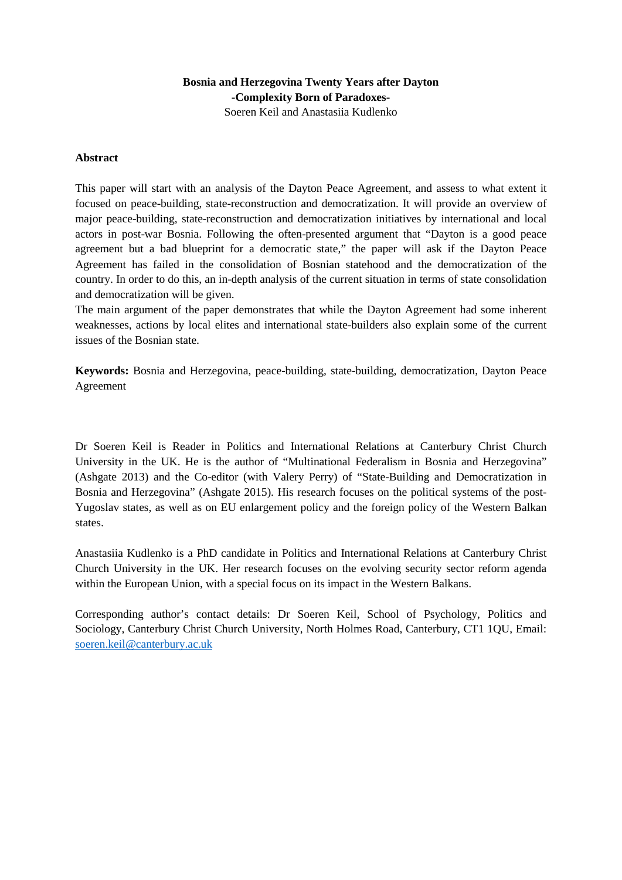**Bosnia and Herzegovina Twenty Years after Dayton**
**-Complexity Born of Paradoxes-**
Soeren Keil and Anastasiia Kudlenko

**Abstract**

This paper will start with an analysis of the Dayton Peace Agreement, and assess to what extent it focused on peace-building, state-reconstruction and democratization. It will provide an overview of major peace-building, state-reconstruction and democratization initiatives by international and local actors in post-war Bosnia. Following the often-presented argument that "Dayton is a good peace agreement but a bad blueprint for a democratic state," the paper will ask if the Dayton Peace Agreement has failed in the consolidation of Bosnian statehood and the democratization of the country. In order to do this, an in-depth analysis of the current situation in terms of state consolidation and democratization will be given.
The main argument of the paper demonstrates that while the Dayton Agreement had some inherent weaknesses, actions by local elites and international state-builders also explain some of the current issues of the Bosnian state.

**Keywords:** Bosnia and Herzegovina, peace-building, state-building, democratization, Dayton Peace Agreement

Dr Soeren Keil is Reader in Politics and International Relations at Canterbury Christ Church University in the UK. He is the author of "Multinational Federalism in Bosnia and Herzegovina" (Ashgate 2013) and the Co-editor (with Valery Perry) of "State-Building and Democratization in Bosnia and Herzegovina" (Ashgate 2015). His research focuses on the political systems of the post-Yugoslav states, as well as on EU enlargement policy and the foreign policy of the Western Balkan states.

Anastasiia Kudlenko is a PhD candidate in Politics and International Relations at Canterbury Christ Church University in the UK. Her research focuses on the evolving security sector reform agenda within the European Union, with a special focus on its impact in the Western Balkans.

Corresponding author's contact details: Dr Soeren Keil, School of Psychology, Politics and Sociology, Canterbury Christ Church University, North Holmes Road, Canterbury, CT1 1QU, Email: soeren.keil@canterbury.ac.uk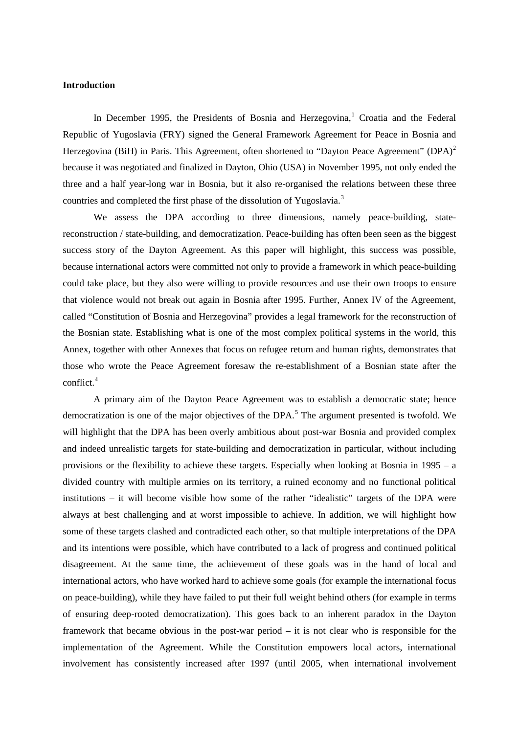**Introduction**

In December 1995, the Presidents of Bosnia and Herzegovina,[1] Croatia and the Federal Republic of Yugoslavia (FRY) signed the General Framework Agreement for Peace in Bosnia and Herzegovina (BiH) in Paris. This Agreement, often shortened to "Dayton Peace Agreement" (DPA)[2] because it was negotiated and finalized in Dayton, Ohio (USA) in November 1995, not only ended the three and a half year-long war in Bosnia, but it also re-organised the relations between these three countries and completed the first phase of the dissolution of Yugoslavia.[3]

We assess the DPA according to three dimensions, namely peace-building, state-reconstruction / state-building, and democratization. Peace-building has often been seen as the biggest success story of the Dayton Agreement. As this paper will highlight, this success was possible, because international actors were committed not only to provide a framework in which peace-building could take place, but they also were willing to provide resources and use their own troops to ensure that violence would not break out again in Bosnia after 1995. Further, Annex IV of the Agreement, called "Constitution of Bosnia and Herzegovina" provides a legal framework for the reconstruction of the Bosnian state. Establishing what is one of the most complex political systems in the world, this Annex, together with other Annexes that focus on refugee return and human rights, demonstrates that those who wrote the Peace Agreement foresaw the re-establishment of a Bosnian state after the conflict.[4]

A primary aim of the Dayton Peace Agreement was to establish a democratic state; hence democratization is one of the major objectives of the DPA.[5] The argument presented is twofold. We will highlight that the DPA has been overly ambitious about post-war Bosnia and provided complex and indeed unrealistic targets for state-building and democratization in particular, without including provisions or the flexibility to achieve these targets. Especially when looking at Bosnia in 1995 – a divided country with multiple armies on its territory, a ruined economy and no functional political institutions – it will become visible how some of the rather "idealistic" targets of the DPA were always at best challenging and at worst impossible to achieve. In addition, we will highlight how some of these targets clashed and contradicted each other, so that multiple interpretations of the DPA and its intentions were possible, which have contributed to a lack of progress and continued political disagreement. At the same time, the achievement of these goals was in the hand of local and international actors, who have worked hard to achieve some goals (for example the international focus on peace-building), while they have failed to put their full weight behind others (for example in terms of ensuring deep-rooted democratization). This goes back to an inherent paradox in the Dayton framework that became obvious in the post-war period – it is not clear who is responsible for the implementation of the Agreement. While the Constitution empowers local actors, international involvement has consistently increased after 1997 (until 2005, when international involvement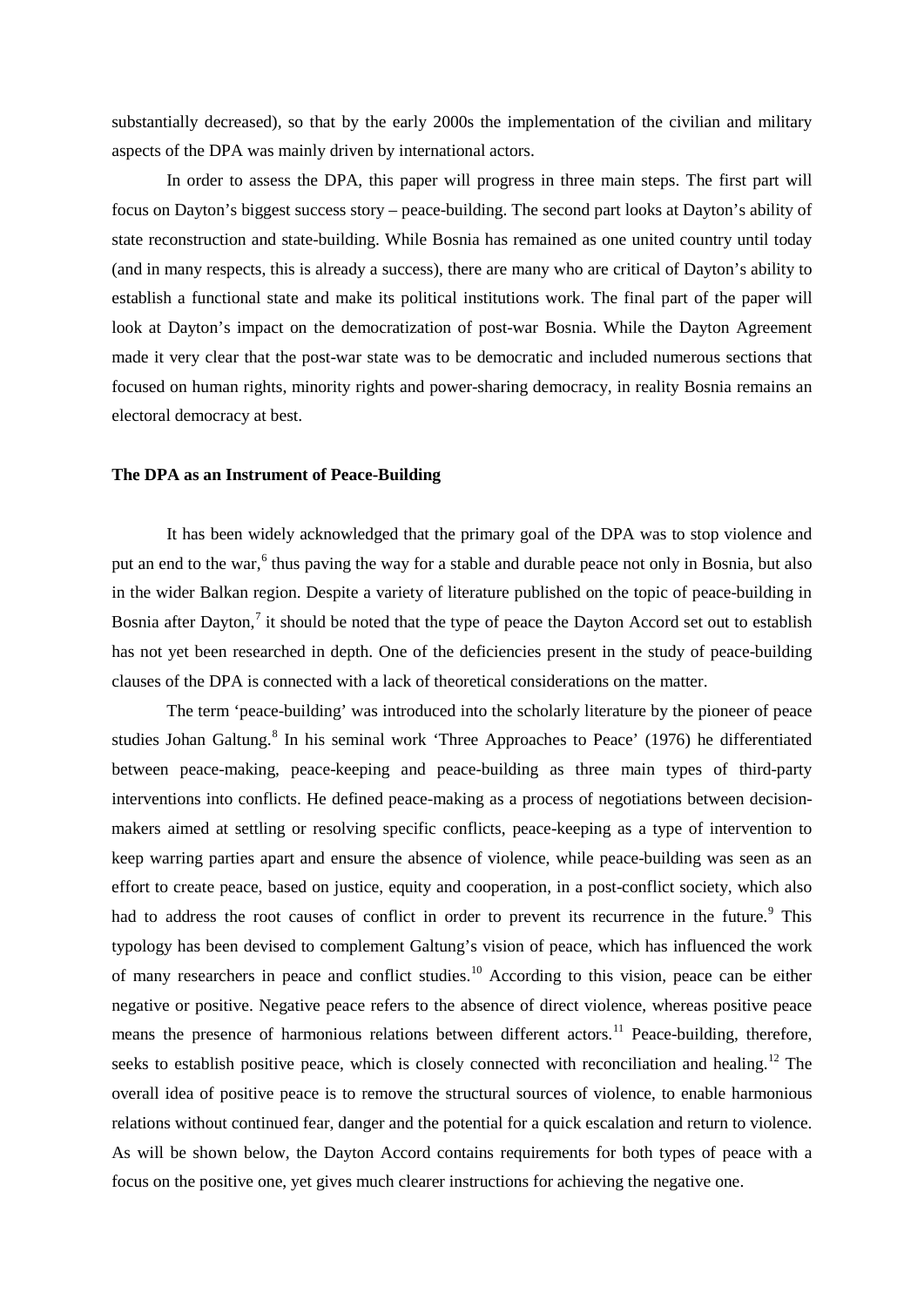substantially decreased), so that by the early 2000s the implementation of the civilian and military aspects of the DPA was mainly driven by international actors.

In order to assess the DPA, this paper will progress in three main steps. The first part will focus on Dayton's biggest success story – peace-building. The second part looks at Dayton's ability of state reconstruction and state-building. While Bosnia has remained as one united country until today (and in many respects, this is already a success), there are many who are critical of Dayton's ability to establish a functional state and make its political institutions work. The final part of the paper will look at Dayton's impact on the democratization of post-war Bosnia. While the Dayton Agreement made it very clear that the post-war state was to be democratic and included numerous sections that focused on human rights, minority rights and power-sharing democracy, in reality Bosnia remains an electoral democracy at best.

**The DPA as an Instrument of Peace-Building**

It has been widely acknowledged that the primary goal of the DPA was to stop violence and put an end to the war,[6] thus paving the way for a stable and durable peace not only in Bosnia, but also in the wider Balkan region. Despite a variety of literature published on the topic of peace-building in Bosnia after Dayton,[7] it should be noted that the type of peace the Dayton Accord set out to establish has not yet been researched in depth. One of the deficiencies present in the study of peace-building clauses of the DPA is connected with a lack of theoretical considerations on the matter.

The term 'peace-building' was introduced into the scholarly literature by the pioneer of peace studies Johan Galtung.[8] In his seminal work 'Three Approaches to Peace' (1976) he differentiated between peace-making, peace-keeping and peace-building as three main types of third-party interventions into conflicts. He defined peace-making as a process of negotiations between decision-makers aimed at settling or resolving specific conflicts, peace-keeping as a type of intervention to keep warring parties apart and ensure the absence of violence, while peace-building was seen as an effort to create peace, based on justice, equity and cooperation, in a post-conflict society, which also had to address the root causes of conflict in order to prevent its recurrence in the future.[9] This typology has been devised to complement Galtung's vision of peace, which has influenced the work of many researchers in peace and conflict studies.[10] According to this vision, peace can be either negative or positive. Negative peace refers to the absence of direct violence, whereas positive peace means the presence of harmonious relations between different actors.[11] Peace-building, therefore, seeks to establish positive peace, which is closely connected with reconciliation and healing.[12] The overall idea of positive peace is to remove the structural sources of violence, to enable harmonious relations without continued fear, danger and the potential for a quick escalation and return to violence. As will be shown below, the Dayton Accord contains requirements for both types of peace with a focus on the positive one, yet gives much clearer instructions for achieving the negative one.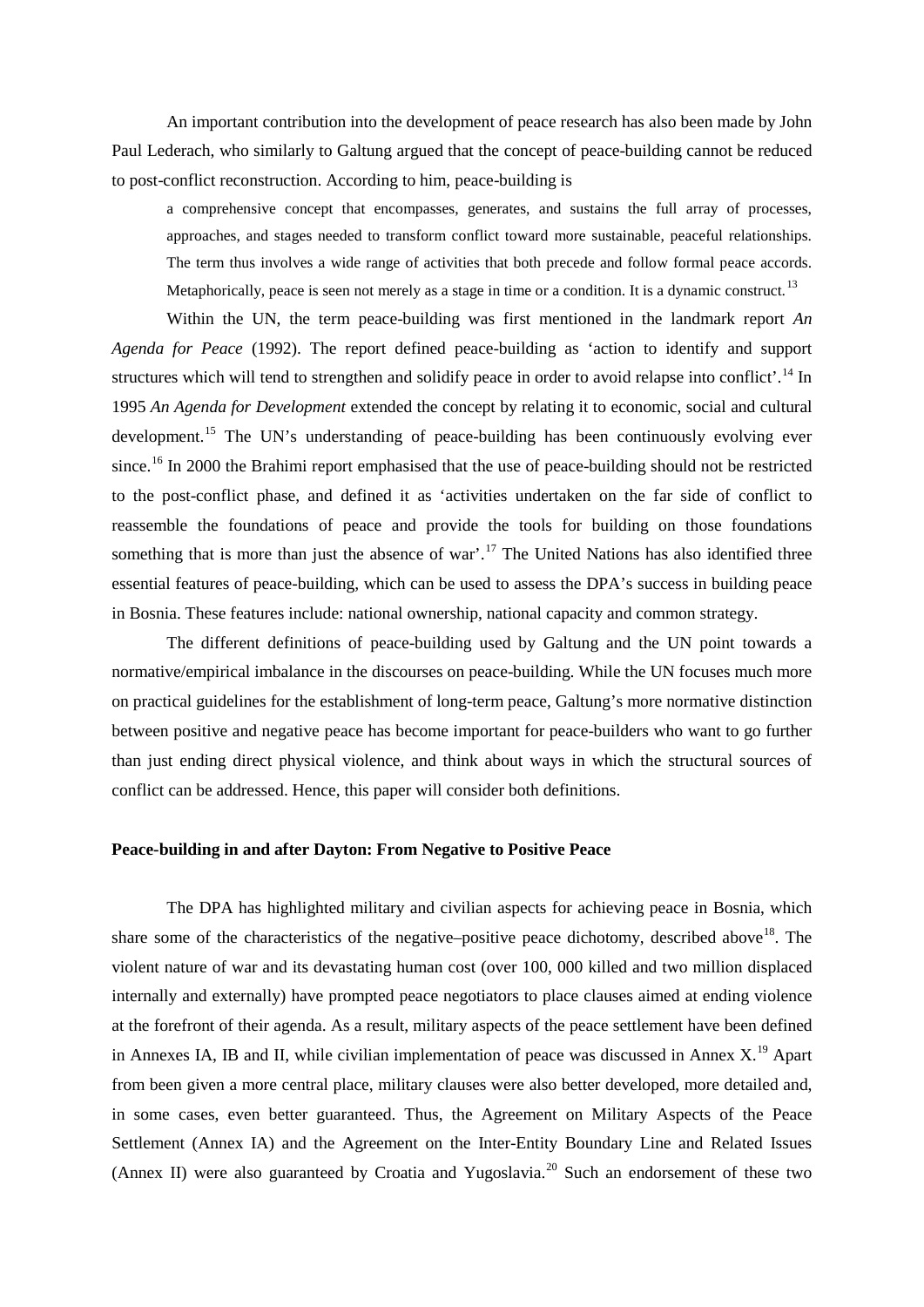An important contribution into the development of peace research has also been made by John Paul Lederach, who similarly to Galtung argued that the concept of peace-building cannot be reduced to post-conflict reconstruction. According to him, peace-building is

> a comprehensive concept that encompasses, generates, and sustains the full array of processes, approaches, and stages needed to transform conflict toward more sustainable, peaceful relationships. The term thus involves a wide range of activities that both precede and follow formal peace accords. Metaphorically, peace is seen not merely as a stage in time or a condition. It is a dynamic construct.[13]

Within the UN, the term peace-building was first mentioned in the landmark report *An Agenda for Peace* (1992). The report defined peace-building as 'action to identify and support structures which will tend to strengthen and solidify peace in order to avoid relapse into conflict'.[14] In 1995 *An Agenda for Development* extended the concept by relating it to economic, social and cultural development.[15] The UN's understanding of peace-building has been continuously evolving ever since.[16] In 2000 the Brahimi report emphasised that the use of peace-building should not be restricted to the post-conflict phase, and defined it as 'activities undertaken on the far side of conflict to reassemble the foundations of peace and provide the tools for building on those foundations something that is more than just the absence of war'.[17] The United Nations has also identified three essential features of peace-building, which can be used to assess the DPA's success in building peace in Bosnia. These features include: national ownership, national capacity and common strategy.

The different definitions of peace-building used by Galtung and the UN point towards a normative/empirical imbalance in the discourses on peace-building. While the UN focuses much more on practical guidelines for the establishment of long-term peace, Galtung's more normative distinction between positive and negative peace has become important for peace-builders who want to go further than just ending direct physical violence, and think about ways in which the structural sources of conflict can be addressed. Hence, this paper will consider both definitions.

**Peace-building in and after Dayton: From Negative to Positive Peace**

The DPA has highlighted military and civilian aspects for achieving peace in Bosnia, which share some of the characteristics of the negative–positive peace dichotomy, described above[18]. The violent nature of war and its devastating human cost (over 100, 000 killed and two million displaced internally and externally) have prompted peace negotiators to place clauses aimed at ending violence at the forefront of their agenda. As a result, military aspects of the peace settlement have been defined in Annexes IA, IB and II, while civilian implementation of peace was discussed in Annex X.[19] Apart from been given a more central place, military clauses were also better developed, more detailed and, in some cases, even better guaranteed. Thus, the Agreement on Military Aspects of the Peace Settlement (Annex IA) and the Agreement on the Inter-Entity Boundary Line and Related Issues (Annex II) were also guaranteed by Croatia and Yugoslavia.[20] Such an endorsement of these two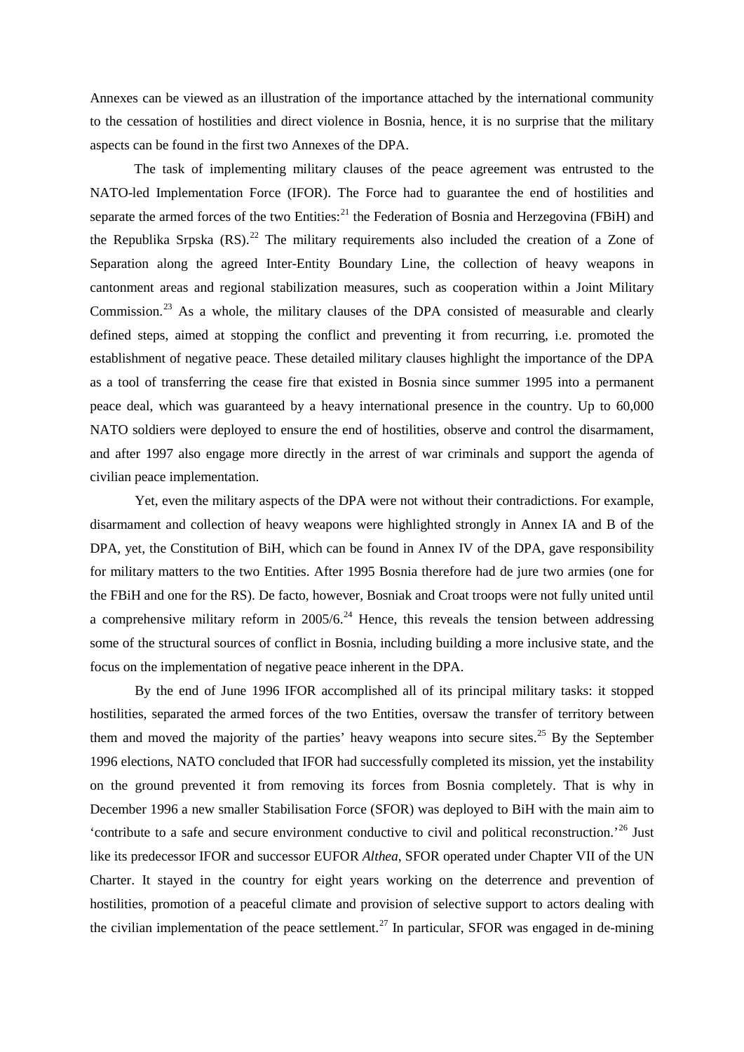Annexes can be viewed as an illustration of the importance attached by the international community to the cessation of hostilities and direct violence in Bosnia, hence, it is no surprise that the military aspects can be found in the first two Annexes of the DPA.

The task of implementing military clauses of the peace agreement was entrusted to the NATO-led Implementation Force (IFOR). The Force had to guarantee the end of hostilities and separate the armed forces of the two Entities:[21] the Federation of Bosnia and Herzegovina (FBiH) and the Republika Srpska (RS).[22] The military requirements also included the creation of a Zone of Separation along the agreed Inter-Entity Boundary Line, the collection of heavy weapons in cantonment areas and regional stabilization measures, such as cooperation within a Joint Military Commission.[23] As a whole, the military clauses of the DPA consisted of measurable and clearly defined steps, aimed at stopping the conflict and preventing it from recurring, i.e. promoted the establishment of negative peace. These detailed military clauses highlight the importance of the DPA as a tool of transferring the cease fire that existed in Bosnia since summer 1995 into a permanent peace deal, which was guaranteed by a heavy international presence in the country. Up to 60,000 NATO soldiers were deployed to ensure the end of hostilities, observe and control the disarmament, and after 1997 also engage more directly in the arrest of war criminals and support the agenda of civilian peace implementation.

Yet, even the military aspects of the DPA were not without their contradictions. For example, disarmament and collection of heavy weapons were highlighted strongly in Annex IA and B of the DPA, yet, the Constitution of BiH, which can be found in Annex IV of the DPA, gave responsibility for military matters to the two Entities. After 1995 Bosnia therefore had de jure two armies (one for the FBiH and one for the RS). De facto, however, Bosniak and Croat troops were not fully united until a comprehensive military reform in 2005/6.[24] Hence, this reveals the tension between addressing some of the structural sources of conflict in Bosnia, including building a more inclusive state, and the focus on the implementation of negative peace inherent in the DPA.

By the end of June 1996 IFOR accomplished all of its principal military tasks: it stopped hostilities, separated the armed forces of the two Entities, oversaw the transfer of territory between them and moved the majority of the parties' heavy weapons into secure sites.[25] By the September 1996 elections, NATO concluded that IFOR had successfully completed its mission, yet the instability on the ground prevented it from removing its forces from Bosnia completely. That is why in December 1996 a new smaller Stabilisation Force (SFOR) was deployed to BiH with the main aim to 'contribute to a safe and secure environment conductive to civil and political reconstruction.'[26] Just like its predecessor IFOR and successor EUFOR *Althea*, SFOR operated under Chapter VII of the UN Charter. It stayed in the country for eight years working on the deterrence and prevention of hostilities, promotion of a peaceful climate and provision of selective support to actors dealing with the civilian implementation of the peace settlement.[27] In particular, SFOR was engaged in de-mining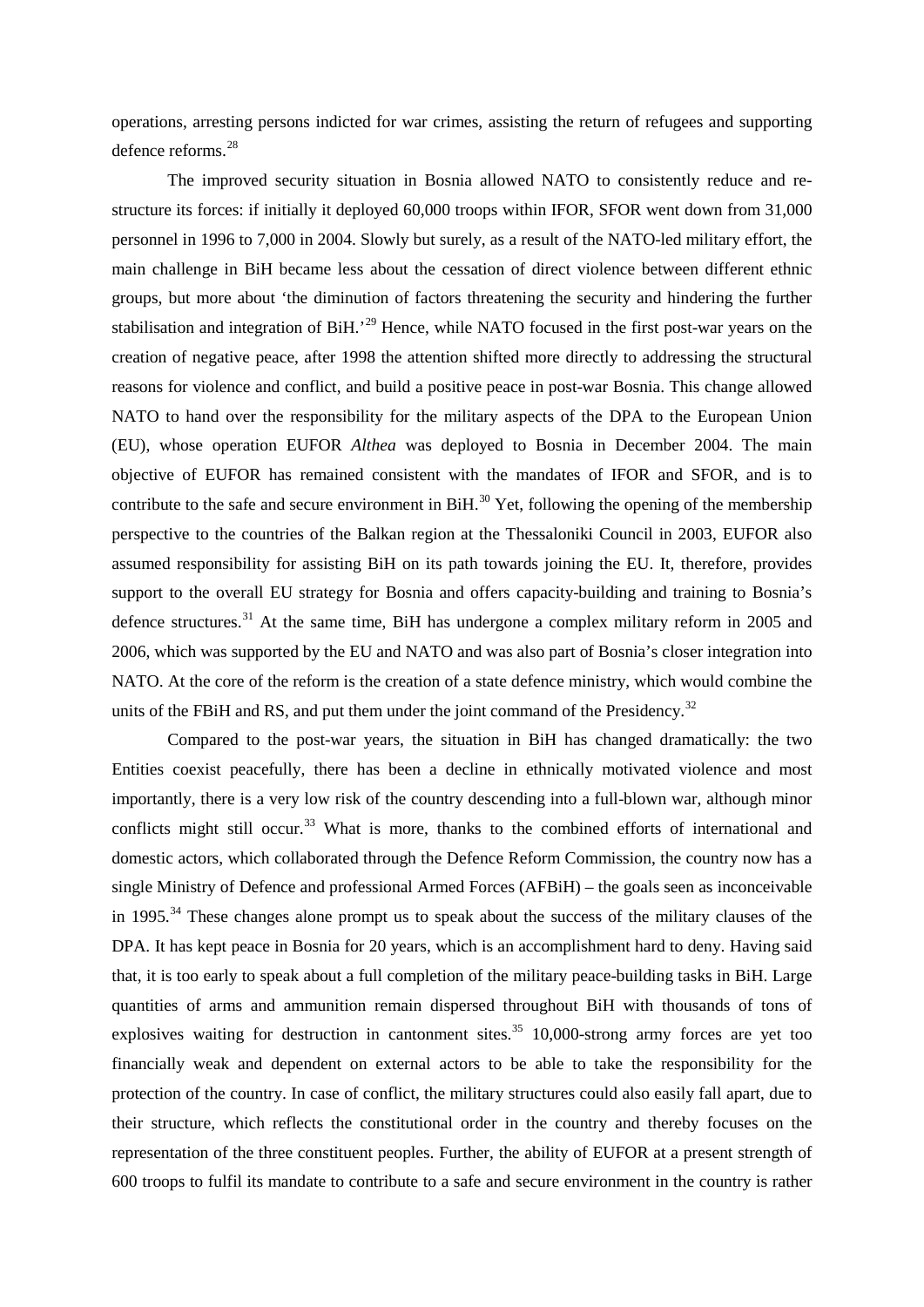operations, arresting persons indicted for war crimes, assisting the return of refugees and supporting defence reforms.[28]

The improved security situation in Bosnia allowed NATO to consistently reduce and re-structure its forces: if initially it deployed 60,000 troops within IFOR, SFOR went down from 31,000 personnel in 1996 to 7,000 in 2004. Slowly but surely, as a result of the NATO-led military effort, the main challenge in BiH became less about the cessation of direct violence between different ethnic groups, but more about 'the diminution of factors threatening the security and hindering the further stabilisation and integration of BiH.'[29] Hence, while NATO focused in the first post-war years on the creation of negative peace, after 1998 the attention shifted more directly to addressing the structural reasons for violence and conflict, and build a positive peace in post-war Bosnia. This change allowed NATO to hand over the responsibility for the military aspects of the DPA to the European Union (EU), whose operation EUFOR *Althea* was deployed to Bosnia in December 2004. The main objective of EUFOR has remained consistent with the mandates of IFOR and SFOR, and is to contribute to the safe and secure environment in BiH.[30] Yet, following the opening of the membership perspective to the countries of the Balkan region at the Thessaloniki Council in 2003, EUFOR also assumed responsibility for assisting BiH on its path towards joining the EU. It, therefore, provides support to the overall EU strategy for Bosnia and offers capacity-building and training to Bosnia's defence structures.[31] At the same time, BiH has undergone a complex military reform in 2005 and 2006, which was supported by the EU and NATO and was also part of Bosnia's closer integration into NATO. At the core of the reform is the creation of a state defence ministry, which would combine the units of the FBiH and RS, and put them under the joint command of the Presidency.[32]

Compared to the post-war years, the situation in BiH has changed dramatically: the two Entities coexist peacefully, there has been a decline in ethnically motivated violence and most importantly, there is a very low risk of the country descending into a full-blown war, although minor conflicts might still occur.[33] What is more, thanks to the combined efforts of international and domestic actors, which collaborated through the Defence Reform Commission, the country now has a single Ministry of Defence and professional Armed Forces (AFBiH) – the goals seen as inconceivable in 1995.[34] These changes alone prompt us to speak about the success of the military clauses of the DPA. It has kept peace in Bosnia for 20 years, which is an accomplishment hard to deny. Having said that, it is too early to speak about a full completion of the military peace-building tasks in BiH. Large quantities of arms and ammunition remain dispersed throughout BiH with thousands of tons of explosives waiting for destruction in cantonment sites.[35] 10,000-strong army forces are yet too financially weak and dependent on external actors to be able to take the responsibility for the protection of the country. In case of conflict, the military structures could also easily fall apart, due to their structure, which reflects the constitutional order in the country and thereby focuses on the representation of the three constituent peoples. Further, the ability of EUFOR at a present strength of 600 troops to fulfil its mandate to contribute to a safe and secure environment in the country is rather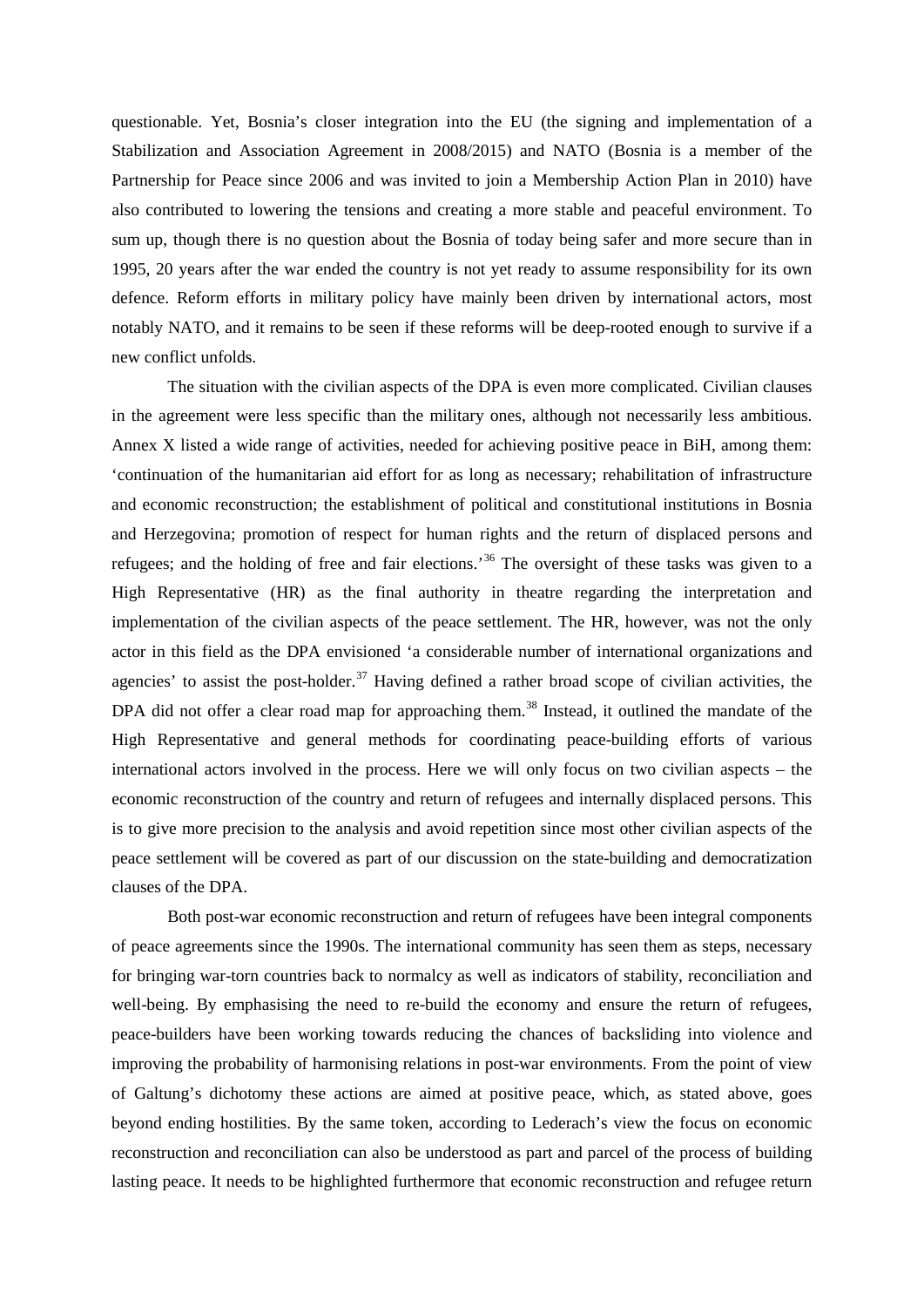questionable. Yet, Bosnia's closer integration into the EU (the signing and implementation of a Stabilization and Association Agreement in 2008/2015) and NATO (Bosnia is a member of the Partnership for Peace since 2006 and was invited to join a Membership Action Plan in 2010) have also contributed to lowering the tensions and creating a more stable and peaceful environment. To sum up, though there is no question about the Bosnia of today being safer and more secure than in 1995, 20 years after the war ended the country is not yet ready to assume responsibility for its own defence. Reform efforts in military policy have mainly been driven by international actors, most notably NATO, and it remains to be seen if these reforms will be deep-rooted enough to survive if a new conflict unfolds.

The situation with the civilian aspects of the DPA is even more complicated. Civilian clauses in the agreement were less specific than the military ones, although not necessarily less ambitious. Annex X listed a wide range of activities, needed for achieving positive peace in BiH, among them: 'continuation of the humanitarian aid effort for as long as necessary; rehabilitation of infrastructure and economic reconstruction; the establishment of political and constitutional institutions in Bosnia and Herzegovina; promotion of respect for human rights and the return of displaced persons and refugees; and the holding of free and fair elections.'[36] The oversight of these tasks was given to a High Representative (HR) as the final authority in theatre regarding the interpretation and implementation of the civilian aspects of the peace settlement. The HR, however, was not the only actor in this field as the DPA envisioned 'a considerable number of international organizations and agencies' to assist the post-holder.[37] Having defined a rather broad scope of civilian activities, the DPA did not offer a clear road map for approaching them.[38] Instead, it outlined the mandate of the High Representative and general methods for coordinating peace-building efforts of various international actors involved in the process. Here we will only focus on two civilian aspects – the economic reconstruction of the country and return of refugees and internally displaced persons. This is to give more precision to the analysis and avoid repetition since most other civilian aspects of the peace settlement will be covered as part of our discussion on the state-building and democratization clauses of the DPA.

Both post-war economic reconstruction and return of refugees have been integral components of peace agreements since the 1990s. The international community has seen them as steps, necessary for bringing war-torn countries back to normalcy as well as indicators of stability, reconciliation and well-being. By emphasising the need to re-build the economy and ensure the return of refugees, peace-builders have been working towards reducing the chances of backsliding into violence and improving the probability of harmonising relations in post-war environments. From the point of view of Galtung's dichotomy these actions are aimed at positive peace, which, as stated above, goes beyond ending hostilities. By the same token, according to Lederach's view the focus on economic reconstruction and reconciliation can also be understood as part and parcel of the process of building lasting peace. It needs to be highlighted furthermore that economic reconstruction and refugee return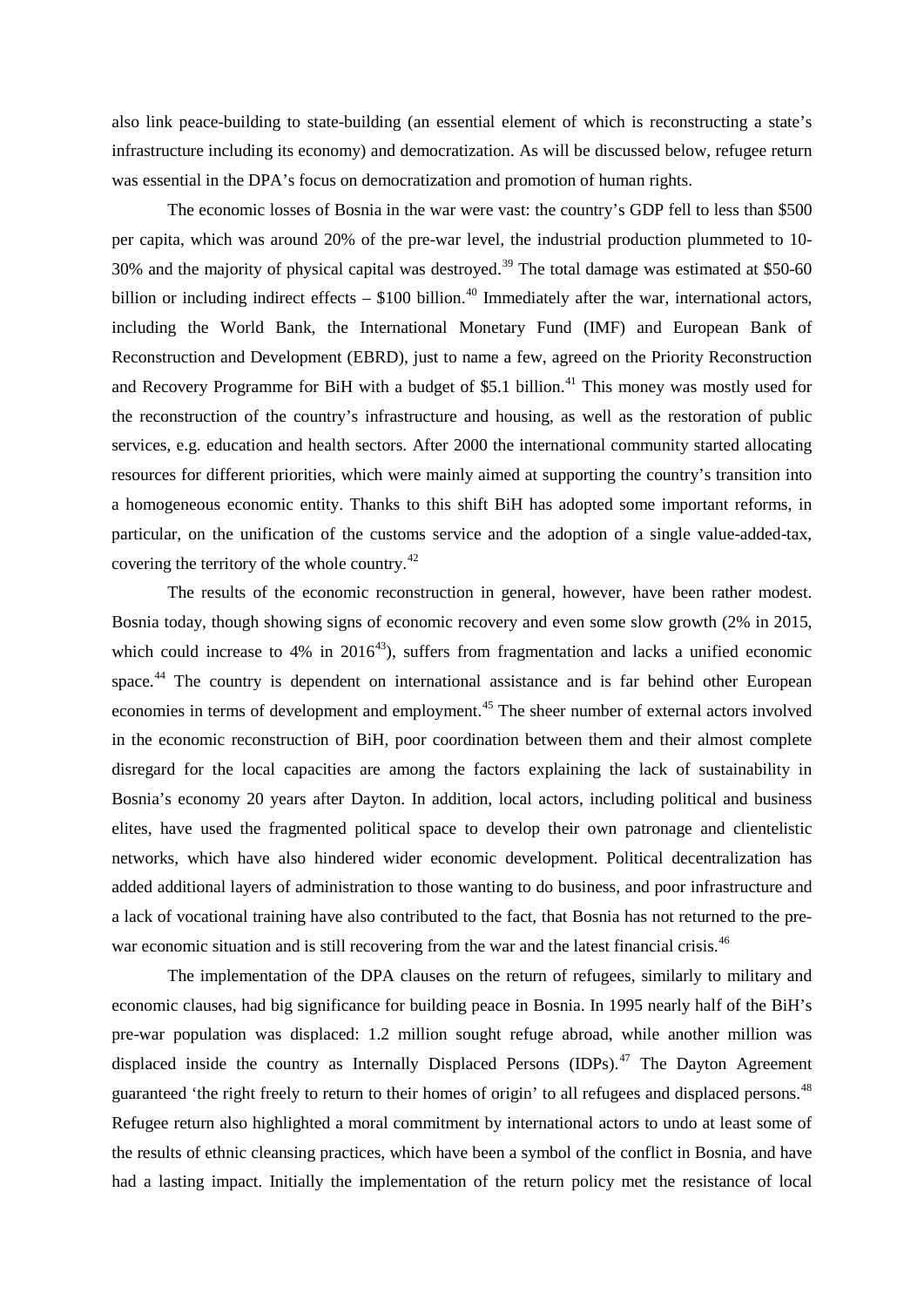also link peace-building to state-building (an essential element of which is reconstructing a state's infrastructure including its economy) and democratization. As will be discussed below, refugee return was essential in the DPA's focus on democratization and promotion of human rights.

The economic losses of Bosnia in the war were vast: the country's GDP fell to less than $500 per capita, which was around 20% of the pre-war level, the industrial production plummeted to 10-30% and the majority of physical capital was destroyed.[39] The total damage was estimated at $50-60 billion or including indirect effects – $100 billion.[40] Immediately after the war, international actors, including the World Bank, the International Monetary Fund (IMF) and European Bank of Reconstruction and Development (EBRD), just to name a few, agreed on the Priority Reconstruction and Recovery Programme for BiH with a budget of $5.1 billion.[41] This money was mostly used for the reconstruction of the country's infrastructure and housing, as well as the restoration of public services, e.g. education and health sectors. After 2000 the international community started allocating resources for different priorities, which were mainly aimed at supporting the country's transition into a homogeneous economic entity. Thanks to this shift BiH has adopted some important reforms, in particular, on the unification of the customs service and the adoption of a single value-added-tax, covering the territory of the whole country.[42]

The results of the economic reconstruction in general, however, have been rather modest. Bosnia today, though showing signs of economic recovery and even some slow growth (2% in 2015, which could increase to 4% in 2016[43]), suffers from fragmentation and lacks a unified economic space.[44] The country is dependent on international assistance and is far behind other European economies in terms of development and employment.[45] The sheer number of external actors involved in the economic reconstruction of BiH, poor coordination between them and their almost complete disregard for the local capacities are among the factors explaining the lack of sustainability in Bosnia's economy 20 years after Dayton. In addition, local actors, including political and business elites, have used the fragmented political space to develop their own patronage and clientelistic networks, which have also hindered wider economic development. Political decentralization has added additional layers of administration to those wanting to do business, and poor infrastructure and a lack of vocational training have also contributed to the fact, that Bosnia has not returned to the pre-war economic situation and is still recovering from the war and the latest financial crisis.[46]

The implementation of the DPA clauses on the return of refugees, similarly to military and economic clauses, had big significance for building peace in Bosnia. In 1995 nearly half of the BiH's pre-war population was displaced: 1.2 million sought refuge abroad, while another million was displaced inside the country as Internally Displaced Persons (IDPs).[47] The Dayton Agreement guaranteed 'the right freely to return to their homes of origin' to all refugees and displaced persons.[48] Refugee return also highlighted a moral commitment by international actors to undo at least some of the results of ethnic cleansing practices, which have been a symbol of the conflict in Bosnia, and have had a lasting impact. Initially the implementation of the return policy met the resistance of local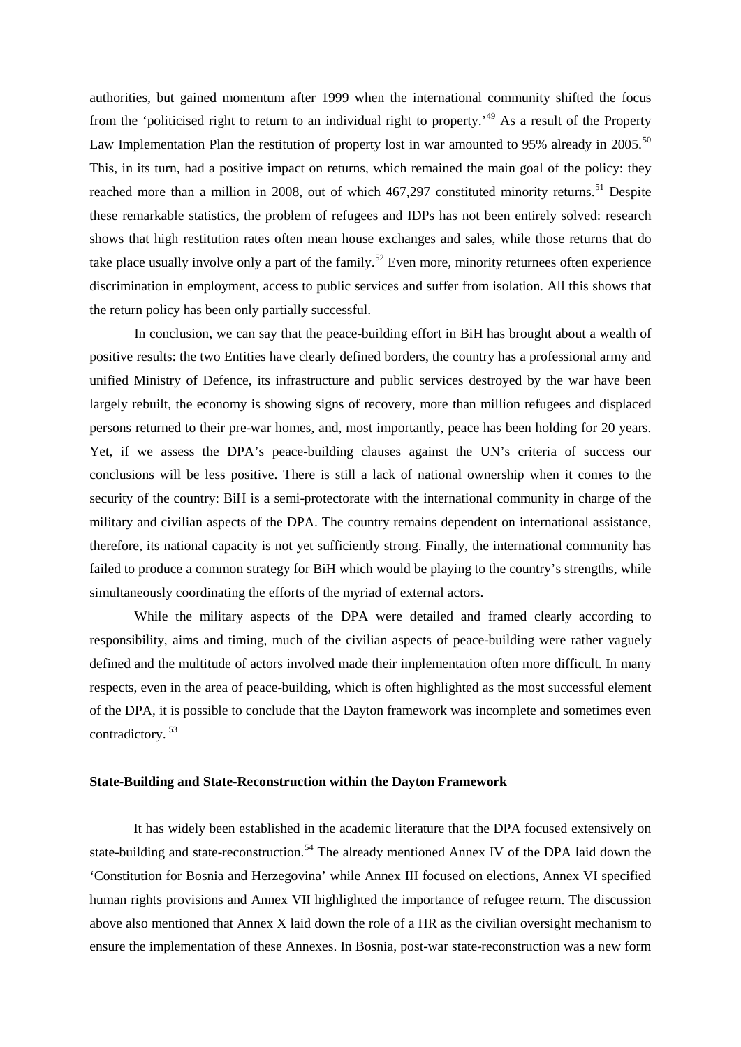authorities, but gained momentum after 1999 when the international community shifted the focus from the 'politicised right to return to an individual right to property.'[49] As a result of the Property Law Implementation Plan the restitution of property lost in war amounted to 95% already in 2005.[50] This, in its turn, had a positive impact on returns, which remained the main goal of the policy: they reached more than a million in 2008, out of which 467,297 constituted minority returns.[51] Despite these remarkable statistics, the problem of refugees and IDPs has not been entirely solved: research shows that high restitution rates often mean house exchanges and sales, while those returns that do take place usually involve only a part of the family.[52] Even more, minority returnees often experience discrimination in employment, access to public services and suffer from isolation. All this shows that the return policy has been only partially successful.

In conclusion, we can say that the peace-building effort in BiH has brought about a wealth of positive results: the two Entities have clearly defined borders, the country has a professional army and unified Ministry of Defence, its infrastructure and public services destroyed by the war have been largely rebuilt, the economy is showing signs of recovery, more than million refugees and displaced persons returned to their pre-war homes, and, most importantly, peace has been holding for 20 years. Yet, if we assess the DPA's peace-building clauses against the UN's criteria of success our conclusions will be less positive. There is still a lack of national ownership when it comes to the security of the country: BiH is a semi-protectorate with the international community in charge of the military and civilian aspects of the DPA. The country remains dependent on international assistance, therefore, its national capacity is not yet sufficiently strong. Finally, the international community has failed to produce a common strategy for BiH which would be playing to the country's strengths, while simultaneously coordinating the efforts of the myriad of external actors.

While the military aspects of the DPA were detailed and framed clearly according to responsibility, aims and timing, much of the civilian aspects of peace-building were rather vaguely defined and the multitude of actors involved made their implementation often more difficult. In many respects, even in the area of peace-building, which is often highlighted as the most successful element of the DPA, it is possible to conclude that the Dayton framework was incomplete and sometimes even contradictory. [53]

**State-Building and State-Reconstruction within the Dayton Framework**

It has widely been established in the academic literature that the DPA focused extensively on state-building and state-reconstruction.[54] The already mentioned Annex IV of the DPA laid down the 'Constitution for Bosnia and Herzegovina' while Annex III focused on elections, Annex VI specified human rights provisions and Annex VII highlighted the importance of refugee return. The discussion above also mentioned that Annex X laid down the role of a HR as the civilian oversight mechanism to ensure the implementation of these Annexes. In Bosnia, post-war state-reconstruction was a new form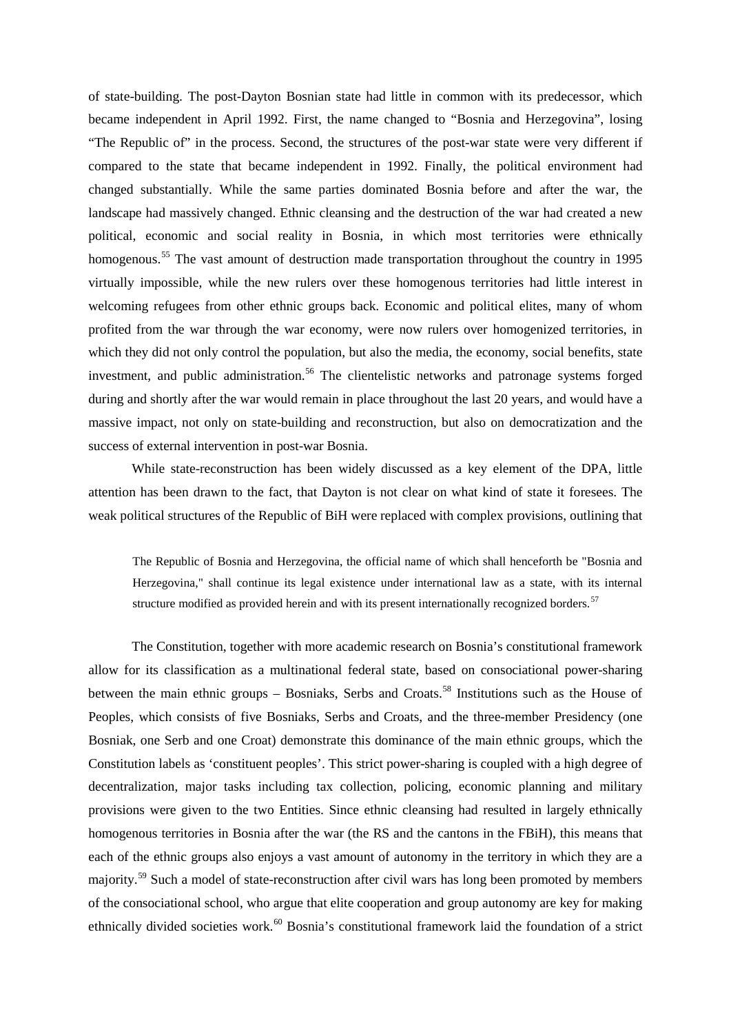of state-building. The post-Dayton Bosnian state had little in common with its predecessor, which became independent in April 1992. First, the name changed to "Bosnia and Herzegovina", losing "The Republic of" in the process. Second, the structures of the post-war state were very different if compared to the state that became independent in 1992. Finally, the political environment had changed substantially. While the same parties dominated Bosnia before and after the war, the landscape had massively changed. Ethnic cleansing and the destruction of the war had created a new political, economic and social reality in Bosnia, in which most territories were ethnically homogenous.[55] The vast amount of destruction made transportation throughout the country in 1995 virtually impossible, while the new rulers over these homogenous territories had little interest in welcoming refugees from other ethnic groups back. Economic and political elites, many of whom profited from the war through the war economy, were now rulers over homogenized territories, in which they did not only control the population, but also the media, the economy, social benefits, state investment, and public administration.[56] The clientelistic networks and patronage systems forged during and shortly after the war would remain in place throughout the last 20 years, and would have a massive impact, not only on state-building and reconstruction, but also on democratization and the success of external intervention in post-war Bosnia.

While state-reconstruction has been widely discussed as a key element of the DPA, little attention has been drawn to the fact, that Dayton is not clear on what kind of state it foresees. The weak political structures of the Republic of BiH were replaced with complex provisions, outlining that

> The Republic of Bosnia and Herzegovina, the official name of which shall henceforth be "Bosnia and Herzegovina," shall continue its legal existence under international law as a state, with its internal structure modified as provided herein and with its present internationally recognized borders.[57]

The Constitution, together with more academic research on Bosnia's constitutional framework allow for its classification as a multinational federal state, based on consociational power-sharing between the main ethnic groups – Bosniaks, Serbs and Croats.[58] Institutions such as the House of Peoples, which consists of five Bosniaks, Serbs and Croats, and the three-member Presidency (one Bosniak, one Serb and one Croat) demonstrate this dominance of the main ethnic groups, which the Constitution labels as 'constituent peoples'. This strict power-sharing is coupled with a high degree of decentralization, major tasks including tax collection, policing, economic planning and military provisions were given to the two Entities. Since ethnic cleansing had resulted in largely ethnically homogenous territories in Bosnia after the war (the RS and the cantons in the FBiH), this means that each of the ethnic groups also enjoys a vast amount of autonomy in the territory in which they are a majority.[59] Such a model of state-reconstruction after civil wars has long been promoted by members of the consociational school, who argue that elite cooperation and group autonomy are key for making ethnically divided societies work.[60] Bosnia's constitutional framework laid the foundation of a strict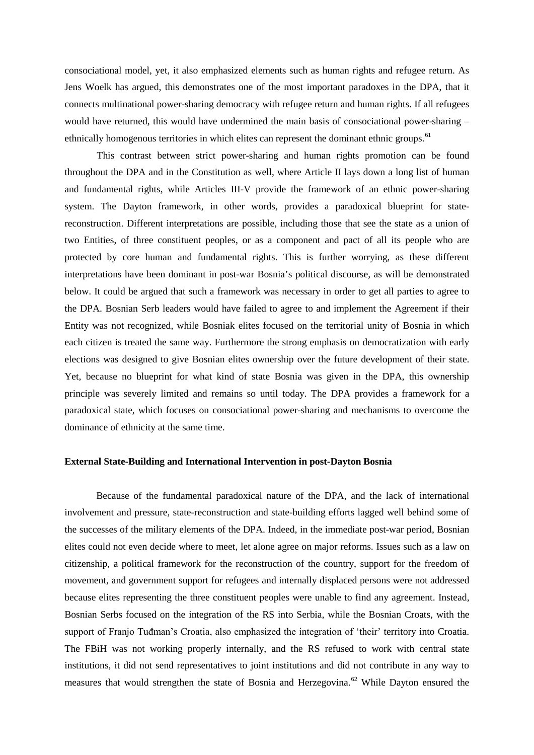consociational model, yet, it also emphasized elements such as human rights and refugee return. As Jens Woelk has argued, this demonstrates one of the most important paradoxes in the DPA, that it connects multinational power-sharing democracy with refugee return and human rights. If all refugees would have returned, this would have undermined the main basis of consociational power-sharing – ethnically homogenous territories in which elites can represent the dominant ethnic groups.[61]

This contrast between strict power-sharing and human rights promotion can be found throughout the DPA and in the Constitution as well, where Article II lays down a long list of human and fundamental rights, while Articles III-V provide the framework of an ethnic power-sharing system. The Dayton framework, in other words, provides a paradoxical blueprint for state-reconstruction. Different interpretations are possible, including those that see the state as a union of two Entities, of three constituent peoples, or as a component and pact of all its people who are protected by core human and fundamental rights. This is further worrying, as these different interpretations have been dominant in post-war Bosnia's political discourse, as will be demonstrated below. It could be argued that such a framework was necessary in order to get all parties to agree to the DPA. Bosnian Serb leaders would have failed to agree to and implement the Agreement if their Entity was not recognized, while Bosniak elites focused on the territorial unity of Bosnia in which each citizen is treated the same way. Furthermore the strong emphasis on democratization with early elections was designed to give Bosnian elites ownership over the future development of their state. Yet, because no blueprint for what kind of state Bosnia was given in the DPA, this ownership principle was severely limited and remains so until today. The DPA provides a framework for a paradoxical state, which focuses on consociational power-sharing and mechanisms to overcome the dominance of ethnicity at the same time.

### External State-Building and International Intervention in post-Dayton Bosnia

Because of the fundamental paradoxical nature of the DPA, and the lack of international involvement and pressure, state-reconstruction and state-building efforts lagged well behind some of the successes of the military elements of the DPA. Indeed, in the immediate post-war period, Bosnian elites could not even decide where to meet, let alone agree on major reforms. Issues such as a law on citizenship, a political framework for the reconstruction of the country, support for the freedom of movement, and government support for refugees and internally displaced persons were not addressed because elites representing the three constituent peoples were unable to find any agreement. Instead, Bosnian Serbs focused on the integration of the RS into Serbia, while the Bosnian Croats, with the support of Franjo Tuđman's Croatia, also emphasized the integration of 'their' territory into Croatia. The FBiH was not working properly internally, and the RS refused to work with central state institutions, it did not send representatives to joint institutions and did not contribute in any way to measures that would strengthen the state of Bosnia and Herzegovina.[62] While Dayton ensured the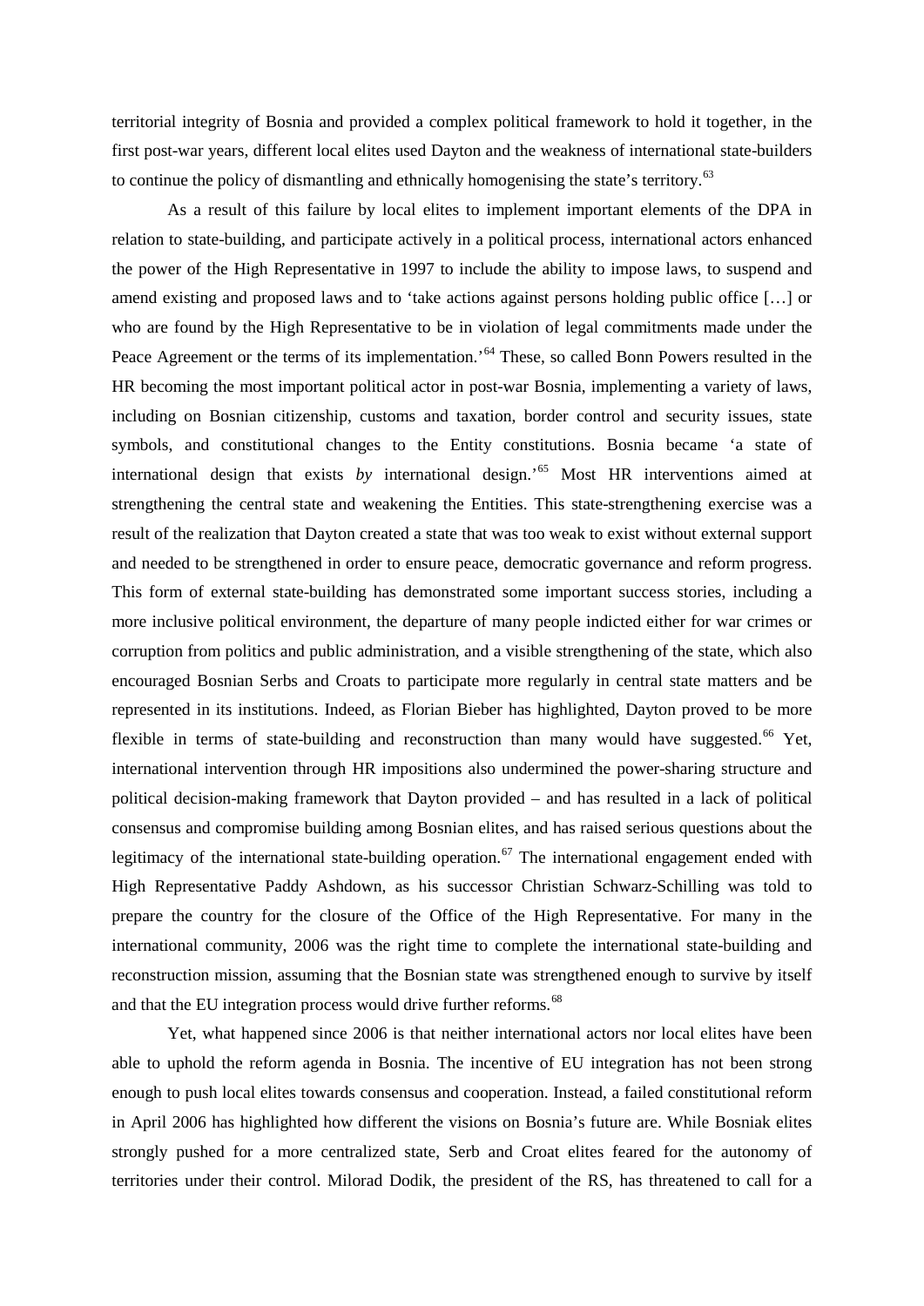territorial integrity of Bosnia and provided a complex political framework to hold it together, in the first post-war years, different local elites used Dayton and the weakness of international state-builders to continue the policy of dismantling and ethnically homogenising the state's territory.[63]

As a result of this failure by local elites to implement important elements of the DPA in relation to state-building, and participate actively in a political process, international actors enhanced the power of the High Representative in 1997 to include the ability to impose laws, to suspend and amend existing and proposed laws and to 'take actions against persons holding public office […] or who are found by the High Representative to be in violation of legal commitments made under the Peace Agreement or the terms of its implementation.'[64] These, so called Bonn Powers resulted in the HR becoming the most important political actor in post-war Bosnia, implementing a variety of laws, including on Bosnian citizenship, customs and taxation, border control and security issues, state symbols, and constitutional changes to the Entity constitutions. Bosnia became 'a state of international design that exists *by* international design.'[65] Most HR interventions aimed at strengthening the central state and weakening the Entities. This state-strengthening exercise was a result of the realization that Dayton created a state that was too weak to exist without external support and needed to be strengthened in order to ensure peace, democratic governance and reform progress. This form of external state-building has demonstrated some important success stories, including a more inclusive political environment, the departure of many people indicted either for war crimes or corruption from politics and public administration, and a visible strengthening of the state, which also encouraged Bosnian Serbs and Croats to participate more regularly in central state matters and be represented in its institutions. Indeed, as Florian Bieber has highlighted, Dayton proved to be more flexible in terms of state-building and reconstruction than many would have suggested.[66] Yet, international intervention through HR impositions also undermined the power-sharing structure and political decision-making framework that Dayton provided – and has resulted in a lack of political consensus and compromise building among Bosnian elites, and has raised serious questions about the legitimacy of the international state-building operation.[67] The international engagement ended with High Representative Paddy Ashdown, as his successor Christian Schwarz-Schilling was told to prepare the country for the closure of the Office of the High Representative. For many in the international community, 2006 was the right time to complete the international state-building and reconstruction mission, assuming that the Bosnian state was strengthened enough to survive by itself and that the EU integration process would drive further reforms.[68]

Yet, what happened since 2006 is that neither international actors nor local elites have been able to uphold the reform agenda in Bosnia. The incentive of EU integration has not been strong enough to push local elites towards consensus and cooperation. Instead, a failed constitutional reform in April 2006 has highlighted how different the visions on Bosnia's future are. While Bosniak elites strongly pushed for a more centralized state, Serb and Croat elites feared for the autonomy of territories under their control. Milorad Dodik, the president of the RS, has threatened to call for a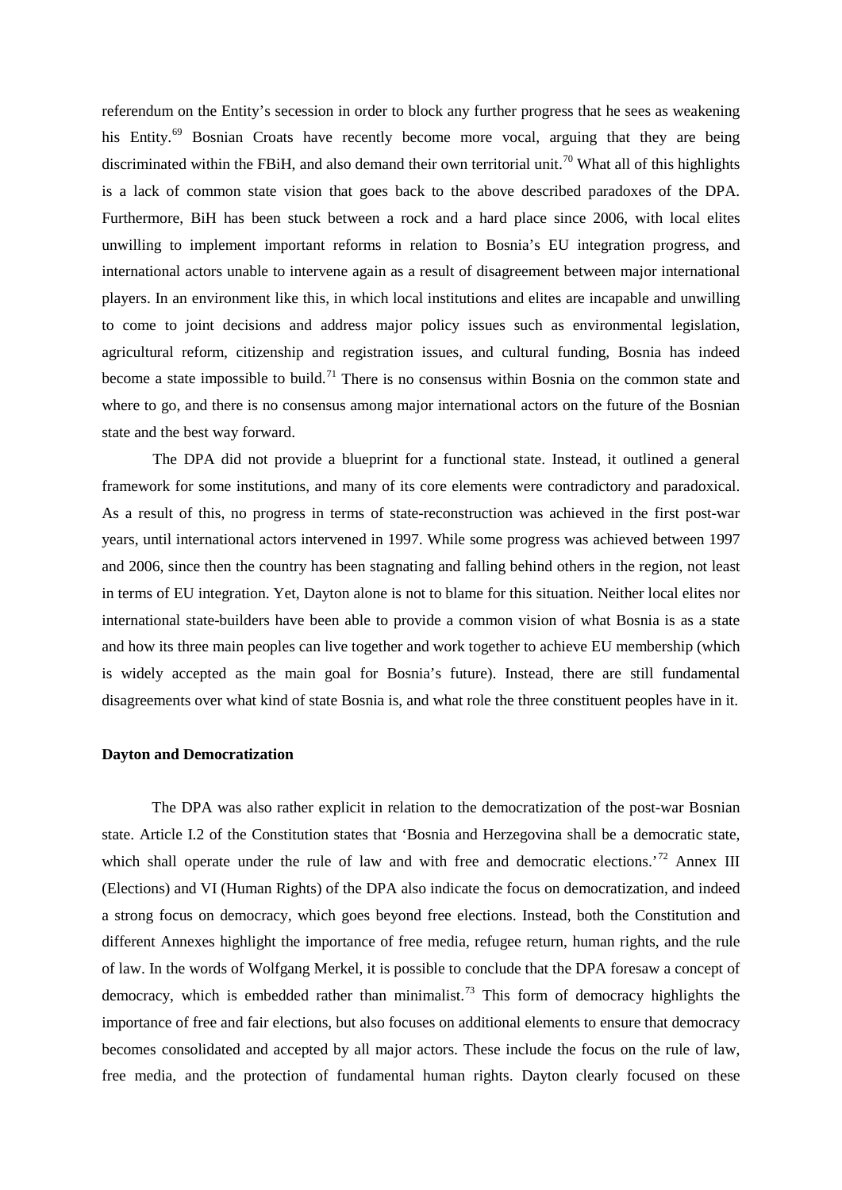referendum on the Entity's secession in order to block any further progress that he sees as weakening his Entity.[69] Bosnian Croats have recently become more vocal, arguing that they are being discriminated within the FBiH, and also demand their own territorial unit.[70] What all of this highlights is a lack of common state vision that goes back to the above described paradoxes of the DPA. Furthermore, BiH has been stuck between a rock and a hard place since 2006, with local elites unwilling to implement important reforms in relation to Bosnia's EU integration progress, and international actors unable to intervene again as a result of disagreement between major international players. In an environment like this, in which local institutions and elites are incapable and unwilling to come to joint decisions and address major policy issues such as environmental legislation, agricultural reform, citizenship and registration issues, and cultural funding, Bosnia has indeed become a state impossible to build.[71] There is no consensus within Bosnia on the common state and where to go, and there is no consensus among major international actors on the future of the Bosnian state and the best way forward.

The DPA did not provide a blueprint for a functional state. Instead, it outlined a general framework for some institutions, and many of its core elements were contradictory and paradoxical. As a result of this, no progress in terms of state-reconstruction was achieved in the first post-war years, until international actors intervened in 1997. While some progress was achieved between 1997 and 2006, since then the country has been stagnating and falling behind others in the region, not least in terms of EU integration. Yet, Dayton alone is not to blame for this situation. Neither local elites nor international state-builders have been able to provide a common vision of what Bosnia is as a state and how its three main peoples can live together and work together to achieve EU membership (which is widely accepted as the main goal for Bosnia's future). Instead, there are still fundamental disagreements over what kind of state Bosnia is, and what role the three constituent peoples have in it.

**Dayton and Democratization**

The DPA was also rather explicit in relation to the democratization of the post-war Bosnian state. Article I.2 of the Constitution states that 'Bosnia and Herzegovina shall be a democratic state, which shall operate under the rule of law and with free and democratic elections.'[72] Annex III (Elections) and VI (Human Rights) of the DPA also indicate the focus on democratization, and indeed a strong focus on democracy, which goes beyond free elections. Instead, both the Constitution and different Annexes highlight the importance of free media, refugee return, human rights, and the rule of law. In the words of Wolfgang Merkel, it is possible to conclude that the DPA foresaw a concept of democracy, which is embedded rather than minimalist.[73] This form of democracy highlights the importance of free and fair elections, but also focuses on additional elements to ensure that democracy becomes consolidated and accepted by all major actors. These include the focus on the rule of law, free media, and the protection of fundamental human rights. Dayton clearly focused on these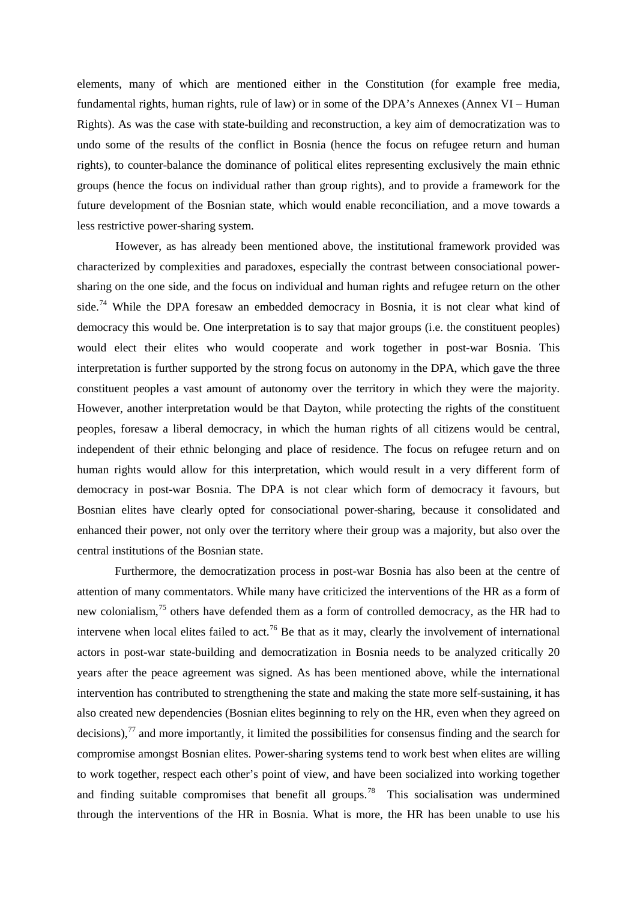elements, many of which are mentioned either in the Constitution (for example free media, fundamental rights, human rights, rule of law) or in some of the DPA's Annexes (Annex VI – Human Rights). As was the case with state-building and reconstruction, a key aim of democratization was to undo some of the results of the conflict in Bosnia (hence the focus on refugee return and human rights), to counter-balance the dominance of political elites representing exclusively the main ethnic groups (hence the focus on individual rather than group rights), and to provide a framework for the future development of the Bosnian state, which would enable reconciliation, and a move towards a less restrictive power-sharing system.

However, as has already been mentioned above, the institutional framework provided was characterized by complexities and paradoxes, especially the contrast between consociational power-sharing on the one side, and the focus on individual and human rights and refugee return on the other side.[74] While the DPA foresaw an embedded democracy in Bosnia, it is not clear what kind of democracy this would be. One interpretation is to say that major groups (i.e. the constituent peoples) would elect their elites who would cooperate and work together in post-war Bosnia. This interpretation is further supported by the strong focus on autonomy in the DPA, which gave the three constituent peoples a vast amount of autonomy over the territory in which they were the majority. However, another interpretation would be that Dayton, while protecting the rights of the constituent peoples, foresaw a liberal democracy, in which the human rights of all citizens would be central, independent of their ethnic belonging and place of residence. The focus on refugee return and on human rights would allow for this interpretation, which would result in a very different form of democracy in post-war Bosnia. The DPA is not clear which form of democracy it favours, but Bosnian elites have clearly opted for consociational power-sharing, because it consolidated and enhanced their power, not only over the territory where their group was a majority, but also over the central institutions of the Bosnian state.

Furthermore, the democratization process in post-war Bosnia has also been at the centre of attention of many commentators. While many have criticized the interventions of the HR as a form of new colonialism,[75] others have defended them as a form of controlled democracy, as the HR had to intervene when local elites failed to act.[76] Be that as it may, clearly the involvement of international actors in post-war state-building and democratization in Bosnia needs to be analyzed critically 20 years after the peace agreement was signed. As has been mentioned above, while the international intervention has contributed to strengthening the state and making the state more self-sustaining, it has also created new dependencies (Bosnian elites beginning to rely on the HR, even when they agreed on decisions),[77] and more importantly, it limited the possibilities for consensus finding and the search for compromise amongst Bosnian elites. Power-sharing systems tend to work best when elites are willing to work together, respect each other's point of view, and have been socialized into working together and finding suitable compromises that benefit all groups.[78] This socialisation was undermined through the interventions of the HR in Bosnia. What is more, the HR has been unable to use his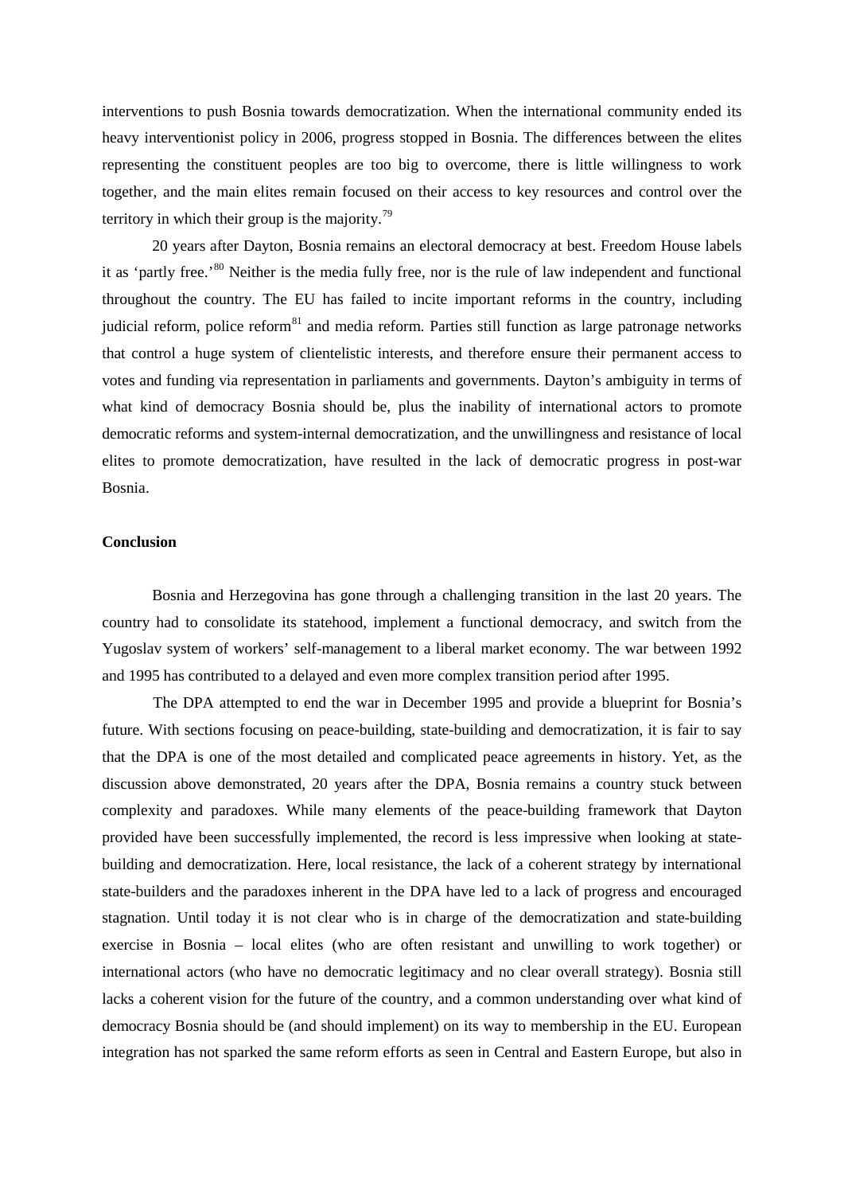interventions to push Bosnia towards democratization. When the international community ended its heavy interventionist policy in 2006, progress stopped in Bosnia. The differences between the elites representing the constituent peoples are too big to overcome, there is little willingness to work together, and the main elites remain focused on their access to key resources and control over the territory in which their group is the majority.[79]

20 years after Dayton, Bosnia remains an electoral democracy at best. Freedom House labels it as 'partly free.'[80] Neither is the media fully free, nor is the rule of law independent and functional throughout the country. The EU has failed to incite important reforms in the country, including judicial reform, police reform[81] and media reform. Parties still function as large patronage networks that control a huge system of clientelistic interests, and therefore ensure their permanent access to votes and funding via representation in parliaments and governments. Dayton's ambiguity in terms of what kind of democracy Bosnia should be, plus the inability of international actors to promote democratic reforms and system-internal democratization, and the unwillingness and resistance of local elites to promote democratization, have resulted in the lack of democratic progress in post-war Bosnia.

**Conclusion**

Bosnia and Herzegovina has gone through a challenging transition in the last 20 years. The country had to consolidate its statehood, implement a functional democracy, and switch from the Yugoslav system of workers' self-management to a liberal market economy. The war between 1992 and 1995 has contributed to a delayed and even more complex transition period after 1995.

The DPA attempted to end the war in December 1995 and provide a blueprint for Bosnia's future. With sections focusing on peace-building, state-building and democratization, it is fair to say that the DPA is one of the most detailed and complicated peace agreements in history. Yet, as the discussion above demonstrated, 20 years after the DPA, Bosnia remains a country stuck between complexity and paradoxes. While many elements of the peace-building framework that Dayton provided have been successfully implemented, the record is less impressive when looking at state-building and democratization. Here, local resistance, the lack of a coherent strategy by international state-builders and the paradoxes inherent in the DPA have led to a lack of progress and encouraged stagnation. Until today it is not clear who is in charge of the democratization and state-building exercise in Bosnia – local elites (who are often resistant and unwilling to work together) or international actors (who have no democratic legitimacy and no clear overall strategy). Bosnia still lacks a coherent vision for the future of the country, and a common understanding over what kind of democracy Bosnia should be (and should implement) on its way to membership in the EU. European integration has not sparked the same reform efforts as seen in Central and Eastern Europe, but also in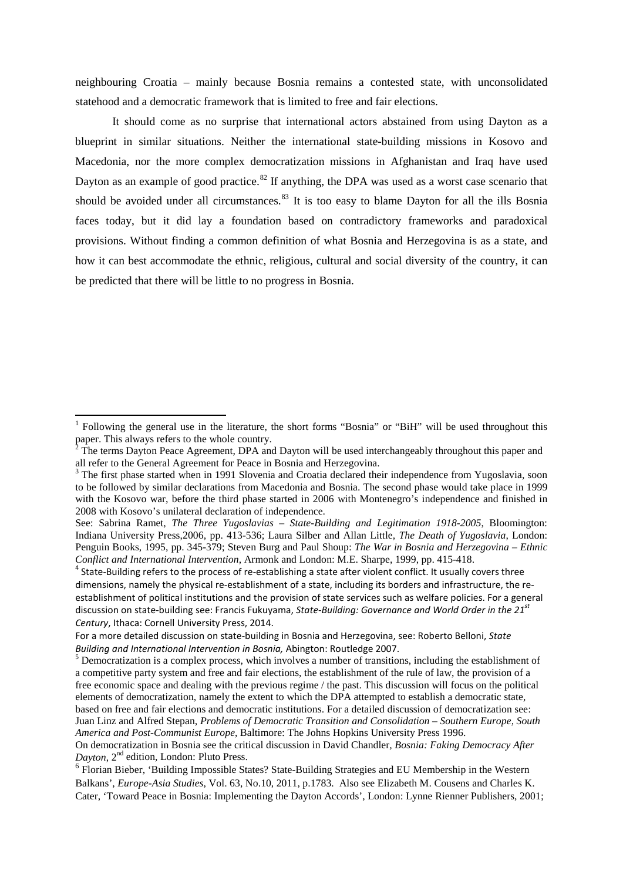neighbouring Croatia – mainly because Bosnia remains a contested state, with unconsolidated statehood and a democratic framework that is limited to free and fair elections.

It should come as no surprise that international actors abstained from using Dayton as a blueprint in similar situations. Neither the international state-building missions in Kosovo and Macedonia, nor the more complex democratization missions in Afghanistan and Iraq have used Dayton as an example of good practice.[82] If anything, the DPA was used as a worst case scenario that should be avoided under all circumstances.[83] It is too easy to blame Dayton for all the ills Bosnia faces today, but it did lay a foundation based on contradictory frameworks and paradoxical provisions. Without finding a common definition of what Bosnia and Herzegovina is as a state, and how it can best accommodate the ethnic, religious, cultural and social diversity of the country, it can be predicted that there will be little to no progress in Bosnia.

---

[1] Following the general use in the literature, the short forms "Bosnia" or "BiH" will be used throughout this paper. This always refers to the whole country.

[2] The terms Dayton Peace Agreement, DPA and Dayton will be used interchangeably throughout this paper and all refer to the General Agreement for Peace in Bosnia and Herzegovina.

[3] The first phase started when in 1991 Slovenia and Croatia declared their independence from Yugoslavia, soon to be followed by similar declarations from Macedonia and Bosnia. The second phase would take place in 1999 with the Kosovo war, before the third phase started in 2006 with Montenegro's independence and finished in 2008 with Kosovo's unilateral declaration of independence.

See: Sabrina Ramet, *The Three Yugoslavias – State-Building and Legitimation 1918-2005*, Bloomington: Indiana University Press,2006, pp. 413-536; Laura Silber and Allan Little, *The Death of Yugoslavia*, London: Penguin Books, 1995, pp. 345-379; Steven Burg and Paul Shoup: *The War in Bosnia and Herzegovina – Ethnic Conflict and International Intervention*, Armonk and London: M.E. Sharpe, 1999, pp. 415-418.

[4] State-Building refers to the process of re-establishing a state after violent conflict. It usually covers three dimensions, namely the physical re-establishment of a state, including its borders and infrastructure, the re-establishment of political institutions and the provision of state services such as welfare policies. For a general discussion on state-building see: Francis Fukuyama, *State-Building: Governance and World Order in the 21st Century*, Ithaca: Cornell University Press, 2014.

For a more detailed discussion on state-building in Bosnia and Herzegovina, see: Roberto Belloni, *State Building and International Intervention in Bosnia,* Abington: Routledge 2007.

[5] Democratization is a complex process, which involves a number of transitions, including the establishment of a competitive party system and free and fair elections, the establishment of the rule of law, the provision of a free economic space and dealing with the previous regime / the past. This discussion will focus on the political elements of democratization, namely the extent to which the DPA attempted to establish a democratic state, based on free and fair elections and democratic institutions. For a detailed discussion of democratization see: Juan Linz and Alfred Stepan, *Problems of Democratic Transition and Consolidation – Southern Europe, South America and Post-Communist Europe*, Baltimore: The Johns Hopkins University Press 1996.

On democratization in Bosnia see the critical discussion in David Chandler, *Bosnia: Faking Democracy After Dayton*, 2nd edition, London: Pluto Press.

[6] Florian Bieber, 'Building Impossible States? State-Building Strategies and EU Membership in the Western Balkans', *Europe-Asia Studies*, Vol. 63, No.10, 2011, p.1783. Also see Elizabeth M. Cousens and Charles K. Cater, 'Toward Peace in Bosnia: Implementing the Dayton Accords', London: Lynne Rienner Publishers, 2001;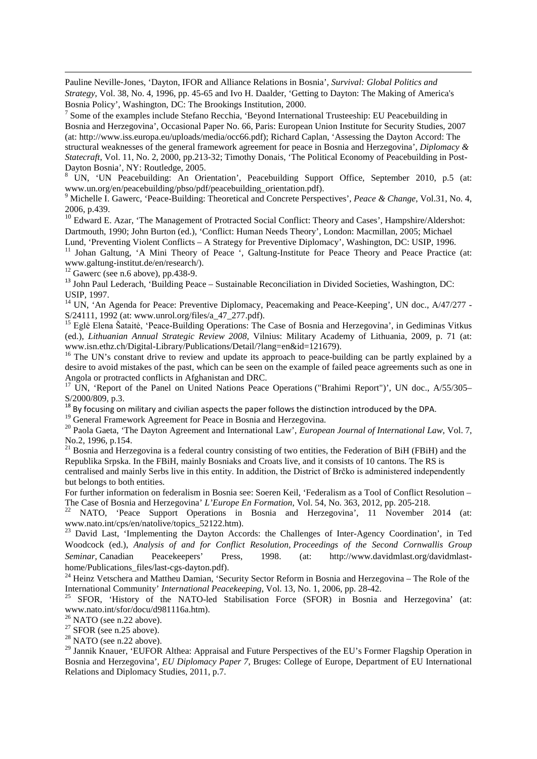Pauline Neville-Jones, 'Dayton, IFOR and Alliance Relations in Bosnia', *Survival: Global Politics and Strategy*, Vol. 38, No. 4, 1996, pp. 45-65 and Ivo H. Daalder, 'Getting to Dayton: The Making of America's Bosnia Policy', Washington, DC: The Brookings Institution, 2000.

[7] Some of the examples include Stefano Recchia, 'Beyond International Trusteeship: EU Peacebuilding in Bosnia and Herzegovina', Occasional Paper No. 66, Paris: European Union Institute for Security Studies, 2007 (at: http://www.iss.europa.eu/uploads/media/occ66.pdf); Richard Caplan, 'Assessing the Dayton Accord: The structural weaknesses of the general framework agreement for peace in Bosnia and Herzegovina', *Diplomacy & Statecraft*, Vol. 11, No. 2, 2000, pp.213-32; Timothy Donais, 'The Political Economy of Peacebuilding in Post-Dayton Bosnia', NY: Routledge, 2005.

[8] UN, 'UN Peacebuilding: An Orientation', Peacebuilding Support Office, September 2010, p.5 (at: www.un.org/en/peacebuilding/pbso/pdf/peacebuilding_orientation.pdf).

[9] Michelle I. Gawerc, 'Peace-Building: Theoretical and Concrete Perspectives', *Peace & Change*, Vol.31, No. 4, 2006, p.439.

[10] Edward E. Azar, 'The Management of Protracted Social Conflict: Theory and Cases', Hampshire/Aldershot: Dartmouth, 1990; John Burton (ed.), 'Conflict: Human Needs Theory', London: Macmillan, 2005; Michael Lund, 'Preventing Violent Conflicts – A Strategy for Preventive Diplomacy', Washington, DC: USIP, 1996.

[11] Johan Galtung, 'A Mini Theory of Peace ', Galtung-Institute for Peace Theory and Peace Practice (at: www.galtung-institut.de/en/research/).

[12] Gawerc (see n.6 above), pp.438-9.

[13] John Paul Lederach, 'Building Peace – Sustainable Reconciliation in Divided Societies, Washington, DC: USIP, 1997.

[14] UN, 'An Agenda for Peace: Preventive Diplomacy, Peacemaking and Peace-Keeping', UN doc., A/47/277 - S/24111, 1992 (at: www.unrol.org/files/a_47_277.pdf).

[15] Eglė Elena Šataitė, 'Peace-Building Operations: The Case of Bosnia and Herzegovina', in Gediminas Vitkus (ed.), *Lithuanian Annual Strategic Review 2008*, Vilnius: Military Academy of Lithuania, 2009, p. 71 (at: www.isn.ethz.ch/Digital-Library/Publications/Detail/?lang=en&id=121679).

[16] The UN's constant drive to review and update its approach to peace-building can be partly explained by a desire to avoid mistakes of the past, which can be seen on the example of failed peace agreements such as one in Angola or protracted conflicts in Afghanistan and DRC.

[17] UN, 'Report of the Panel on United Nations Peace Operations ("Brahimi Report")', UN doc., A/55/305–S/2000/809, p.3.

[18] By focusing on military and civilian aspects the paper follows the distinction introduced by the DPA.

[19] General Framework Agreement for Peace in Bosnia and Herzegovina.

[20] Paola Gaeta, 'The Dayton Agreement and International Law', *European Journal of International Law*, Vol. 7, No.2, 1996, p.154.

[21] Bosnia and Herzegovina is a federal country consisting of two entities, the Federation of BiH (FBiH) and the Republika Srpska. In the FBiH, mainly Bosniaks and Croats live, and it consists of 10 cantons. The RS is centralised and mainly Serbs live in this entity. In addition, the District of Brčko is administered independently but belongs to both entities.

For further information on federalism in Bosnia see: Soeren Keil, 'Federalism as a Tool of Conflict Resolution – The Case of Bosnia and Herzegovina' *L'Europe En Formation*, Vol. 54, No. 363, 2012, pp. 205-218.

[22] NATO, 'Peace Support Operations in Bosnia and Herzegovina', 11 November 2014 (at: www.nato.int/cps/en/natolive/topics_52122.htm).

[23] David Last, 'Implementing the Dayton Accords: the Challenges of Inter-Agency Coordination', in Ted Woodcock (ed.), *Analysis of and for Conflict Resolution, Proceedings of the Second Cornwallis Group Seminar*, Canadian Peacekeepers' Press, 1998. (at: http://www.davidmlast.org/davidmlast-home/Publications_files/last-cgs-dayton.pdf).

[24] Heinz Vetschera and Mattheu Damian, 'Security Sector Reform in Bosnia and Herzegovina – The Role of the International Community' *International Peacekeeping*, Vol. 13, No. 1, 2006, pp. 28-42.

[25] SFOR, 'History of the NATO-led Stabilisation Force (SFOR) in Bosnia and Herzegovina' (at: www.nato.int/sfor/docu/d981116a.htm).

[26] NATO (see n.22 above).

[27] SFOR (see n.25 above).

[28] NATO (see n.22 above).

[29] Jannik Knauer, 'EUFOR Althea: Appraisal and Future Perspectives of the EU's Former Flagship Operation in Bosnia and Herzegovina', *EU Diplomacy Paper 7*, Bruges: College of Europe, Department of EU International Relations and Diplomacy Studies, 2011, p.7.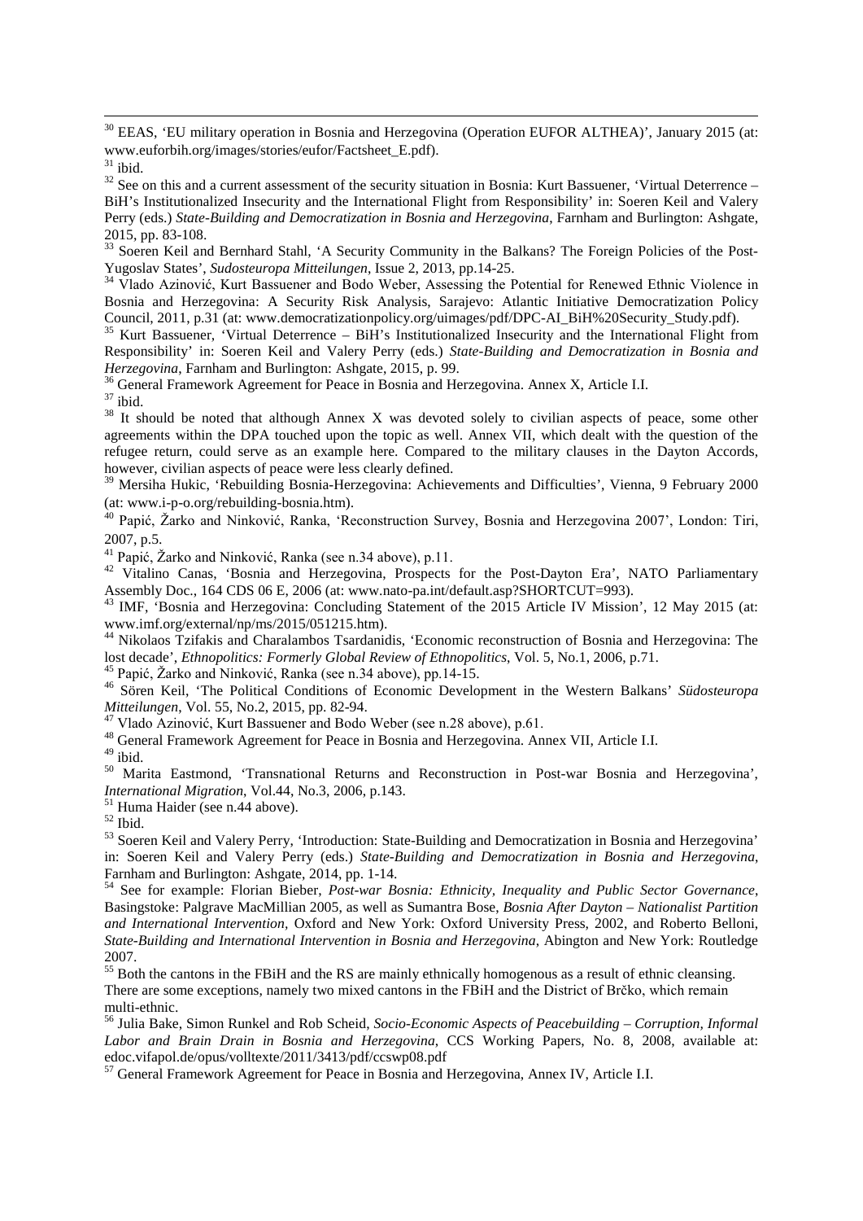[30] EEAS, 'EU military operation in Bosnia and Herzegovina (Operation EUFOR ALTHEA)', January 2015 (at: www.euforbih.org/images/stories/eufor/Factsheet_E.pdf).

[31] ibid.

[32] See on this and a current assessment of the security situation in Bosnia: Kurt Bassuener, 'Virtual Deterrence – BiH's Institutionalized Insecurity and the International Flight from Responsibility' in: Soeren Keil and Valery Perry (eds.) *State-Building and Democratization in Bosnia and Herzegovina*, Farnham and Burlington: Ashgate, 2015, pp. 83-108.

[33] Soeren Keil and Bernhard Stahl, 'A Security Community in the Balkans? The Foreign Policies of the Post-Yugoslav States', *Sudosteuropa Mitteilungen*, Issue 2, 2013, pp.14-25.

[34] Vlado Azinović, Kurt Bassuener and Bodo Weber, Assessing the Potential for Renewed Ethnic Violence in Bosnia and Herzegovina: A Security Risk Analysis, Sarajevo: Atlantic Initiative Democratization Policy Council, 2011, p.31 (at: www.democratizationpolicy.org/uimages/pdf/DPC-AI_BiH%20Security_Study.pdf).

[35] Kurt Bassuener, 'Virtual Deterrence – BiH's Institutionalized Insecurity and the International Flight from Responsibility' in: Soeren Keil and Valery Perry (eds.) *State-Building and Democratization in Bosnia and Herzegovina*, Farnham and Burlington: Ashgate, 2015, p. 99.

[36] General Framework Agreement for Peace in Bosnia and Herzegovina. Annex X, Article I.I.

[37] ibid.

[38] It should be noted that although Annex X was devoted solely to civilian aspects of peace, some other agreements within the DPA touched upon the topic as well. Annex VII, which dealt with the question of the refugee return, could serve as an example here. Compared to the military clauses in the Dayton Accords, however, civilian aspects of peace were less clearly defined.

[39] Mersiha Hukic, 'Rebuilding Bosnia-Herzegovina: Achievements and Difficulties', Vienna, 9 February 2000 (at: www.i-p-o.org/rebuilding-bosnia.htm).

[40] Papić, Žarko and Ninković, Ranka, 'Reconstruction Survey, Bosnia and Herzegovina 2007', London: Tiri, 2007, p.5.

[41] Papić, Žarko and Ninković, Ranka (see n.34 above), p.11.

[42] Vitalino Canas, 'Bosnia and Herzegovina, Prospects for the Post-Dayton Era', NATO Parliamentary Assembly Doc., 164 CDS 06 E, 2006 (at: www.nato-pa.int/default.asp?SHORTCUT=993).

[43] IMF, 'Bosnia and Herzegovina: Concluding Statement of the 2015 Article IV Mission', 12 May 2015 (at: www.imf.org/external/np/ms/2015/051215.htm).

[44] Nikolaos Tzifakis and Charalambos Tsardanidis, 'Economic reconstruction of Bosnia and Herzegovina: The lost decade', *Ethnopolitics: Formerly Global Review of Ethnopolitics*, Vol. 5, No.1, 2006, p.71.

[45] Papić, Žarko and Ninković, Ranka (see n.34 above), pp.14-15.

[46] Sören Keil, 'The Political Conditions of Economic Development in the Western Balkans' *Südosteuropa Mitteilungen*, Vol. 55, No.2, 2015, pp. 82-94.

[47] Vlado Azinović, Kurt Bassuener and Bodo Weber (see n.28 above), p.61.

[48] General Framework Agreement for Peace in Bosnia and Herzegovina. Annex VII, Article I.I.

[49] ibid.

[50] Marita Eastmond, 'Transnational Returns and Reconstruction in Post-war Bosnia and Herzegovina', *International Migration*, Vol.44, No.3, 2006, p.143.

[51] Huma Haider (see n.44 above).

[52] Ibid.

[53] Soeren Keil and Valery Perry, 'Introduction: State-Building and Democratization in Bosnia and Herzegovina' in: Soeren Keil and Valery Perry (eds.) *State-Building and Democratization in Bosnia and Herzegovina*, Farnham and Burlington: Ashgate, 2014, pp. 1-14.

[54] See for example: Florian Bieber, *Post-war Bosnia: Ethnicity, Inequality and Public Sector Governance*, Basingstoke: Palgrave MacMillian 2005, as well as Sumantra Bose, *Bosnia After Dayton – Nationalist Partition and International Intervention*, Oxford and New York: Oxford University Press, 2002, and Roberto Belloni, *State-Building and International Intervention in Bosnia and Herzegovina*, Abington and New York: Routledge 2007.

[55] Both the cantons in the FBiH and the RS are mainly ethnically homogenous as a result of ethnic cleansing. There are some exceptions, namely two mixed cantons in the FBiH and the District of Brčko, which remain multi-ethnic.

[56] Julia Bake, Simon Runkel and Rob Scheid, *Socio-Economic Aspects of Peacebuilding – Corruption, Informal Labor and Brain Drain in Bosnia and Herzegovina*, CCS Working Papers, No. 8, 2008, available at: edoc.vifapol.de/opus/volltexte/2011/3413/pdf/ccswp08.pdf

[57] General Framework Agreement for Peace in Bosnia and Herzegovina, Annex IV, Article I.I.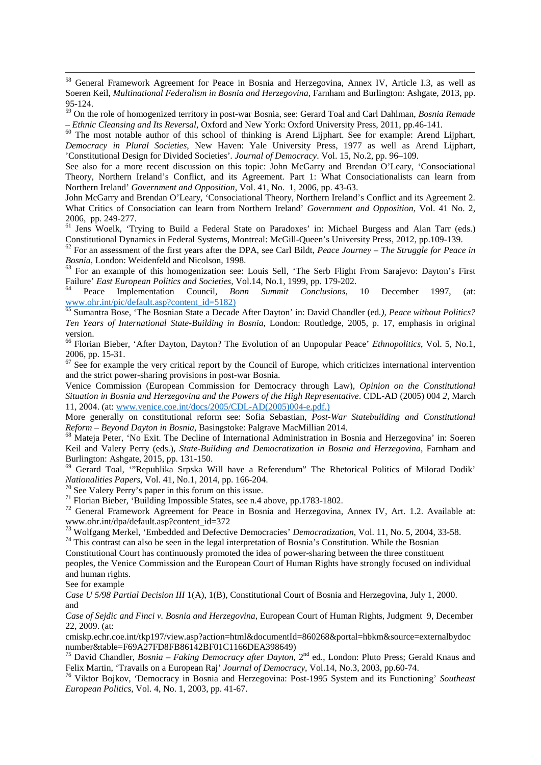[58] General Framework Agreement for Peace in Bosnia and Herzegovina, Annex IV, Article I.3, as well as Soeren Keil, *Multinational Federalism in Bosnia and Herzegovina*, Farnham and Burlington: Ashgate, 2013, pp. 95-124.

[59] On the role of homogenized territory in post-war Bosnia, see: Gerard Toal and Carl Dahlman, *Bosnia Remade – Ethnic Cleansing and Its Reversal*, Oxford and New York: Oxford University Press, 2011, pp.46-141.

[60] The most notable author of this school of thinking is Arend Lijphart. See for example: Arend Lijphart, *Democracy in Plural Societies*, New Haven: Yale University Press, 1977 as well as Arend Lijphart, 'Constitutional Design for Divided Societies'. *Journal of Democracy*. Vol. 15, No.2, pp. 96–109.

See also for a more recent discussion on this topic: John McGarry and Brendan O'Leary, 'Consociational Theory, Northern Ireland's Conflict, and its Agreement. Part 1: What Consociationalists can learn from Northern Ireland' *Government and Opposition*, Vol. 41, No. 1, 2006, pp. 43-63.

John McGarry and Brendan O'Leary, 'Consociational Theory, Northern Ireland's Conflict and its Agreement 2. What Critics of Consociation can learn from Northern Ireland' *Government and Opposition*, Vol. 41 No. 2, 2006, pp. 249-277.

[61] Jens Woelk, 'Trying to Build a Federal State on Paradoxes' in: Michael Burgess and Alan Tarr (eds.) Constitutional Dynamics in Federal Systems, Montreal: McGill-Queen's University Press, 2012, pp.109-139.

[62] For an assessment of the first years after the DPA, see Carl Bildt, *Peace Journey – The Struggle for Peace in Bosnia*, London: Weidenfeld and Nicolson, 1998.

[63] For an example of this homogenization see: Louis Sell, 'The Serb Flight From Sarajevo: Dayton's First Failure' *East European Politics and Societies*, Vol.14, No.1, 1999, pp. 179-202.

[64] Peace Implementation Council, *Bonn Summit Conclusions*, 10 December 1997, (at: www.ohr.int/pic/default.asp?content_id=5182)

[65] Sumantra Bose, 'The Bosnian State a Decade After Dayton' in: David Chandler (ed.), *Peace without Politics? Ten Years of International State-Building in Bosnia*, London: Routledge, 2005, p. 17, emphasis in original version.

[66] Florian Bieber, 'After Dayton, Dayton? The Evolution of an Unpopular Peace' *Ethnopolitics*, Vol. 5, No.1, 2006, pp. 15-31.

[67] See for example the very critical report by the Council of Europe, which criticizes international intervention and the strict power-sharing provisions in post-war Bosnia.

Venice Commission (European Commission for Democracy through Law), *Opinion on the Constitutional Situation in Bosnia and Herzegovina and the Powers of the High Representative*. CDL-AD (2005) 004 *2*, March 11, 2004. (at: www.venice.coe.int/docs/2005/CDL-AD(2005)004-e.pdf.)

More generally on constitutional reform see: Sofia Sebastian, *Post-War Statebuilding and Constitutional Reform – Beyond Dayton in Bosnia*, Basingstoke: Palgrave MacMillian 2014.

[68] Mateja Peter, 'No Exit. The Decline of International Administration in Bosnia and Herzegovina' in: Soeren Keil and Valery Perry (eds.), *State-Building and Democratization in Bosnia and Herzegovina*, Farnham and Burlington: Ashgate, 2015, pp. 131-150.

[69] Gerard Toal, '"Republika Srpska Will have a Referendum" The Rhetorical Politics of Milorad Dodik' *Nationalities Papers*, Vol. 41, No.1, 2014, pp. 166-204.

[70] See Valery Perry's paper in this forum on this issue.

[71] Florian Bieber, 'Building Impossible States, see n.4 above, pp.1783-1802.

[72] General Framework Agreement for Peace in Bosnia and Herzegovina, Annex IV, Art. 1.2. Available at: www.ohr.int/dpa/default.asp?content_id=372

[73] Wolfgang Merkel, 'Embedded and Defective Democracies' *Democratization*, Vol. 11, No. 5, 2004, 33-58.

[74] This contrast can also be seen in the legal interpretation of Bosnia's Constitution. While the Bosnian Constitutional Court has continuously promoted the idea of power-sharing between the three constituent peoples, the Venice Commission and the European Court of Human Rights have strongly focused on individual and human rights.

See for example

*Case U 5/98 Partial Decision III* 1(A), 1(B), Constitutional Court of Bosnia and Herzegovina, July 1, 2000.

and

*Case of Sejdic and Finci v. Bosnia and Herzegovina*, European Court of Human Rights, Judgment 9, December 22, 2009. (at: cmiskp.echr.coe.int/tkp197/view.asp?action=html&documentId=860268&portal=hbkm&source=externalbydocnumber&table=F69A27FD8FB86142BF01C1166DEA398649)

[75] David Chandler, *Bosnia – Faking Democracy after Dayton*, 2nd ed., London: Pluto Press; Gerald Knaus and Felix Martin, 'Travails on a European Raj' *Journal of Democracy*, Vol.14, No.3, 2003, pp.60-74.

[76] Viktor Bojkov, 'Democracy in Bosnia and Herzegovina: Post-1995 System and its Functioning' *Southeast European Politics*, Vol. 4, No. 1, 2003, pp. 41-67.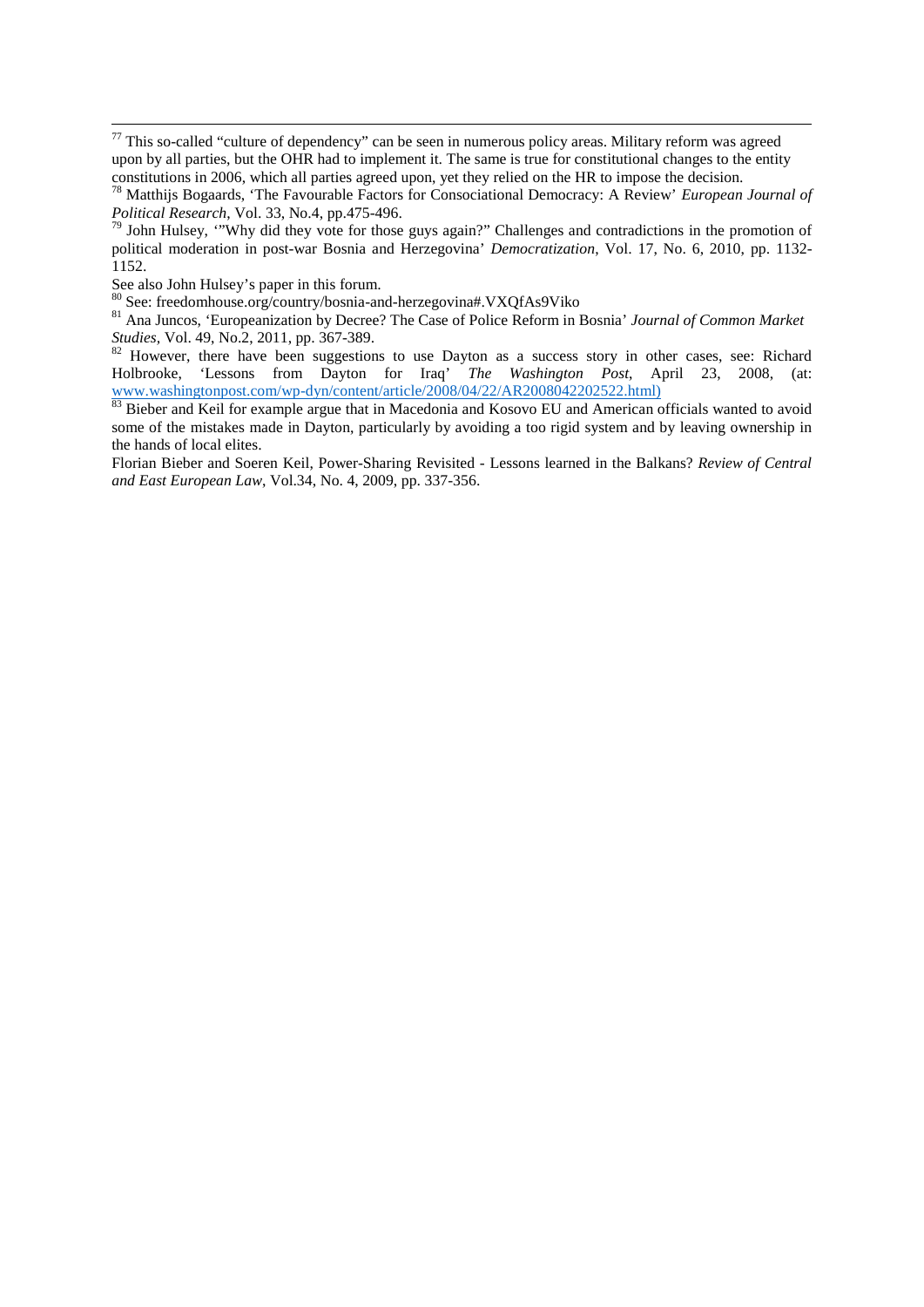[77] This so-called "culture of dependency" can be seen in numerous policy areas. Military reform was agreed upon by all parties, but the OHR had to implement it. The same is true for constitutional changes to the entity constitutions in 2006, which all parties agreed upon, yet they relied on the HR to impose the decision.

[78] Matthijs Bogaards, 'The Favourable Factors for Consociational Democracy: A Review' *European Journal of Political Research*, Vol. 33, No.4, pp.475-496.

[79] John Hulsey, '"Why did they vote for those guys again?" Challenges and contradictions in the promotion of political moderation in post-war Bosnia and Herzegovina' *Democratization*, Vol. 17, No. 6, 2010, pp. 1132-1152.

See also John Hulsey's paper in this forum.

[80] See: freedomhouse.org/country/bosnia-and-herzegovina#.VXQfAs9Viko

[81] Ana Juncos, 'Europeanization by Decree? The Case of Police Reform in Bosnia' *Journal of Common Market Studies*, Vol. 49, No.2, 2011, pp. 367-389.

[82] However, there have been suggestions to use Dayton as a success story in other cases, see: Richard Holbrooke, 'Lessons from Dayton for Iraq' *The Washington Post*, April 23, 2008, (at: www.washingtonpost.com/wp-dyn/content/article/2008/04/22/AR2008042202522.html)

[83] Bieber and Keil for example argue that in Macedonia and Kosovo EU and American officials wanted to avoid some of the mistakes made in Dayton, particularly by avoiding a too rigid system and by leaving ownership in the hands of local elites.

Florian Bieber and Soeren Keil, Power-Sharing Revisited - Lessons learned in the Balkans? *Review of Central and East European Law*, Vol.34, No. 4, 2009, pp. 337-356.